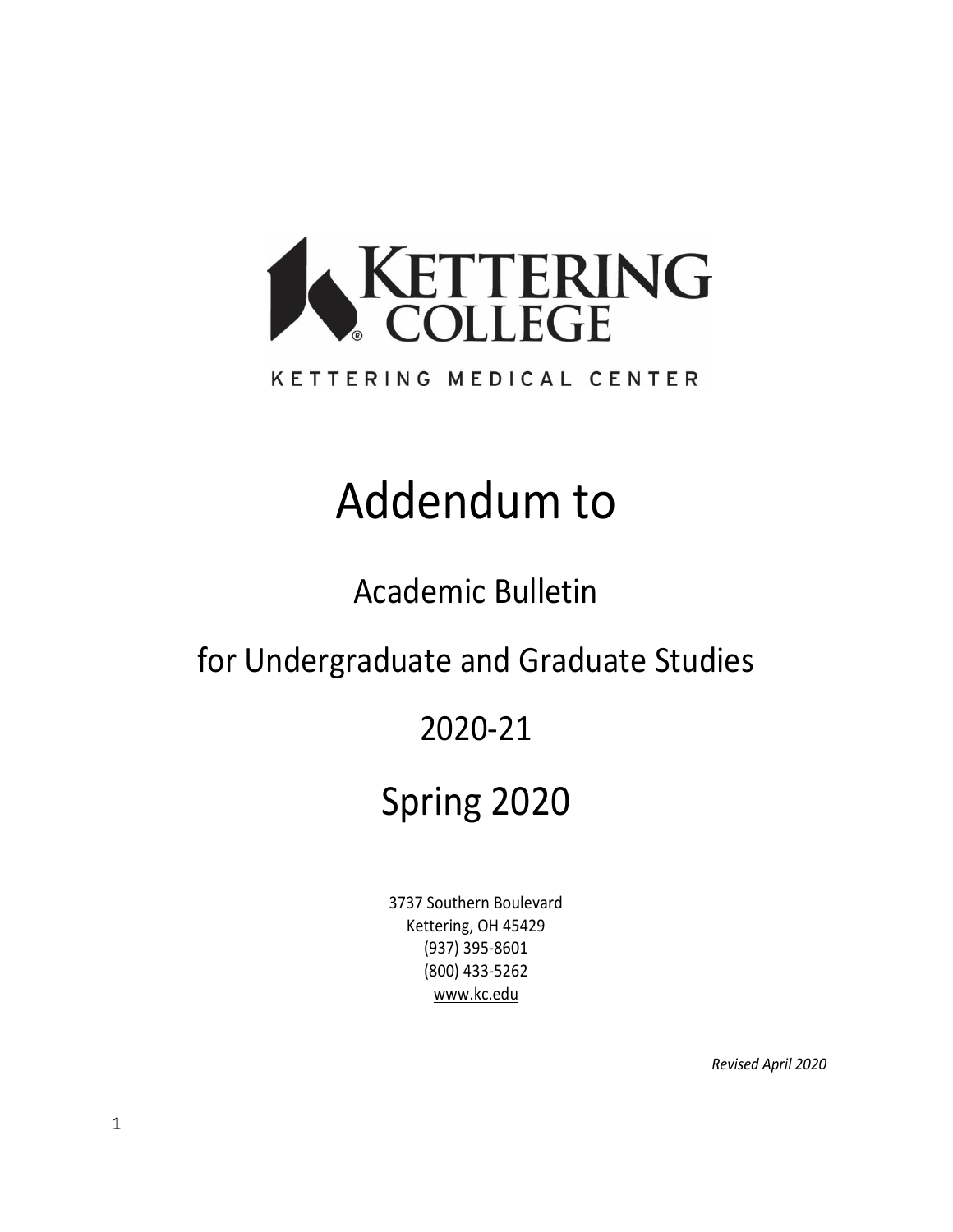KETTERING COLLEGE

KETTERING MEDICAL CENTER

# Addendum to

## Academic Bulletin

## for Undergraduate and Graduate Studies

## 2020-21

# Spring 2020

3737 Southern Boulevard
Kettering, OH 45429
(937) 395-8601
(800) 433-5262
www.kc.edu

*Revised April 2020*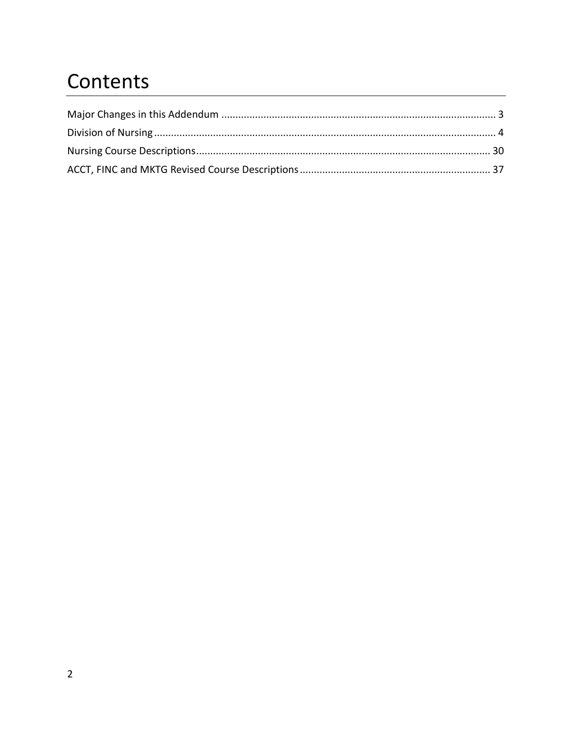# Contents

Major Changes in this Addendum ................................................................................................ 3

Division of Nursing........................................................................................................................ 4

Nursing Course Descriptions...................................................................................................... 30

ACCT, FINC and MKTG Revised Course Descriptions................................................................... 37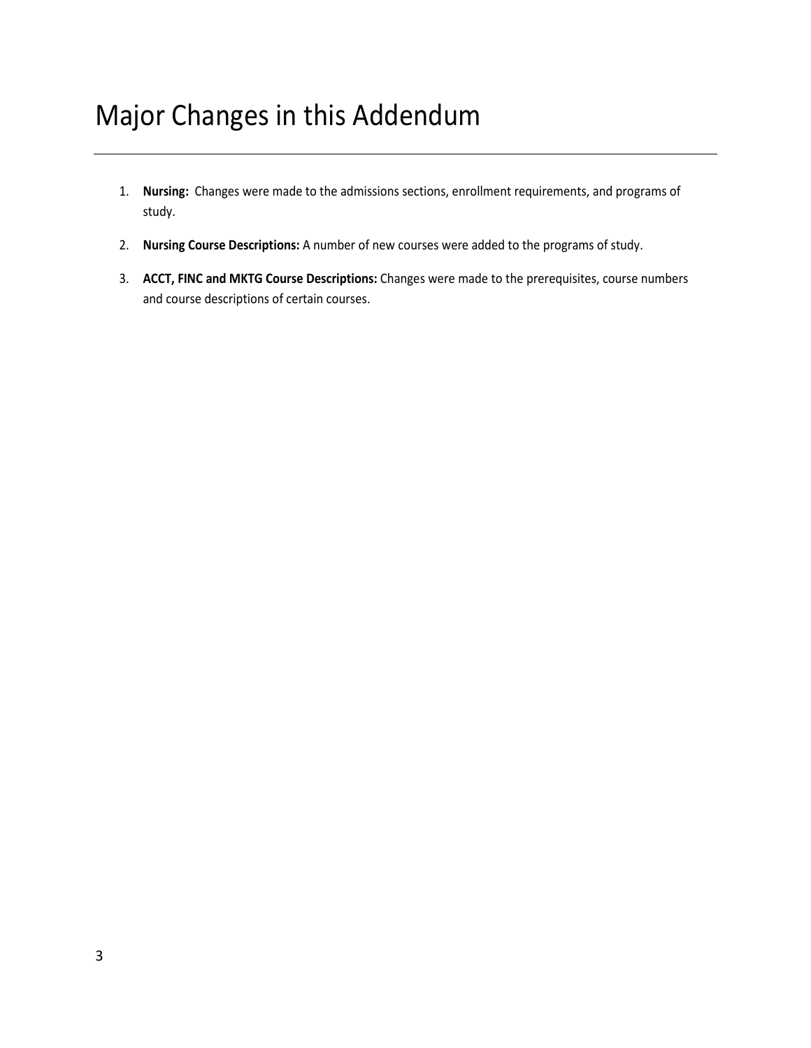# Major Changes in this Addendum

1. **Nursing:** Changes were made to the admissions sections, enrollment requirements, and programs of study.
2. **Nursing Course Descriptions:** A number of new courses were added to the programs of study.
3. **ACCT, FINC and MKTG Course Descriptions:** Changes were made to the prerequisites, course numbers and course descriptions of certain courses.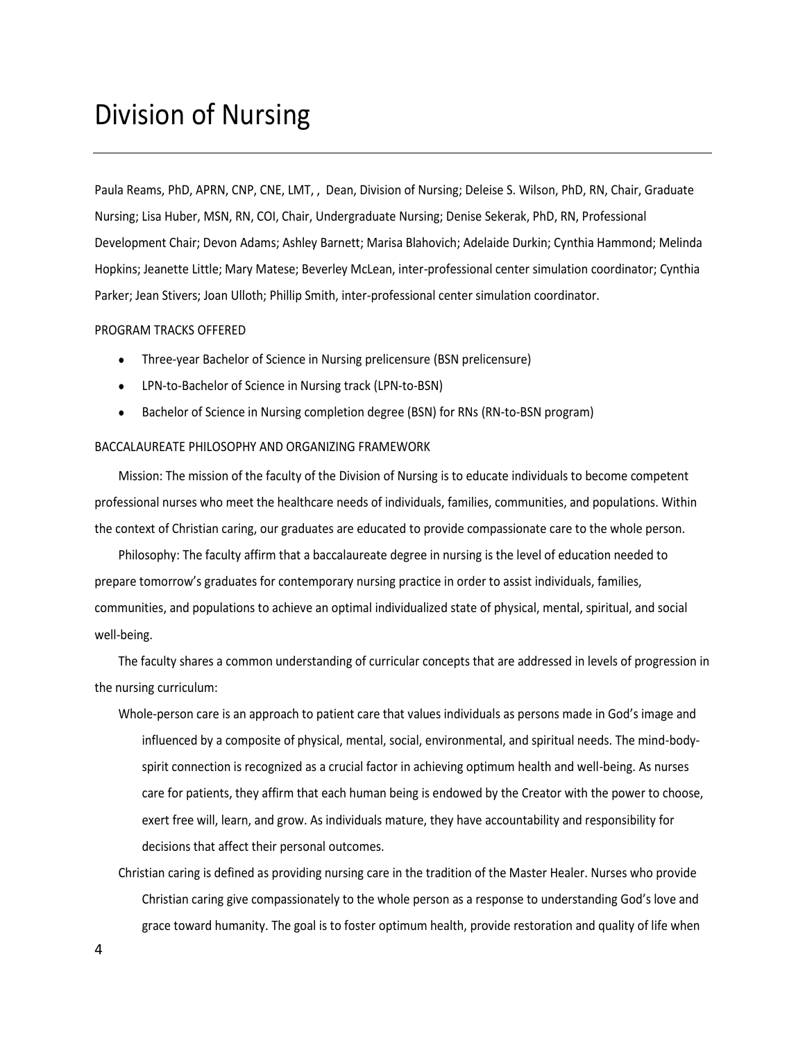# Division of Nursing

Paula Reams, PhD, APRN, CNP, CNE, LMT, , Dean, Division of Nursing; Deleise S. Wilson, PhD, RN, Chair, Graduate Nursing; Lisa Huber, MSN, RN, COI, Chair, Undergraduate Nursing; Denise Sekerak, PhD, RN, Professional Development Chair; Devon Adams; Ashley Barnett; Marisa Blahovich; Adelaide Durkin; Cynthia Hammond; Melinda Hopkins; Jeanette Little; Mary Matese; Beverley McLean, inter-professional center simulation coordinator; Cynthia Parker; Jean Stivers; Joan Ulloth; Phillip Smith, inter-professional center simulation coordinator.

## PROGRAM TRACKS OFFERED

- Three-year Bachelor of Science in Nursing prelicensure (BSN prelicensure)
- LPN-to-Bachelor of Science in Nursing track (LPN-to-BSN)
- Bachelor of Science in Nursing completion degree (BSN) for RNs (RN-to-BSN program)

## BACCALAUREATE PHILOSOPHY AND ORGANIZING FRAMEWORK

Mission: The mission of the faculty of the Division of Nursing is to educate individuals to become competent professional nurses who meet the healthcare needs of individuals, families, communities, and populations. Within the context of Christian caring, our graduates are educated to provide compassionate care to the whole person.

Philosophy: The faculty affirm that a baccalaureate degree in nursing is the level of education needed to prepare tomorrow's graduates for contemporary nursing practice in order to assist individuals, families, communities, and populations to achieve an optimal individualized state of physical, mental, spiritual, and social well-being.

The faculty shares a common understanding of curricular concepts that are addressed in levels of progression in the nursing curriculum:

Whole-person care is an approach to patient care that values individuals as persons made in God's image and influenced by a composite of physical, mental, social, environmental, and spiritual needs. The mind-body-spirit connection is recognized as a crucial factor in achieving optimum health and well-being. As nurses care for patients, they affirm that each human being is endowed by the Creator with the power to choose, exert free will, learn, and grow. As individuals mature, they have accountability and responsibility for decisions that affect their personal outcomes.

Christian caring is defined as providing nursing care in the tradition of the Master Healer. Nurses who provide Christian caring give compassionately to the whole person as a response to understanding God's love and grace toward humanity. The goal is to foster optimum health, provide restoration and quality of life when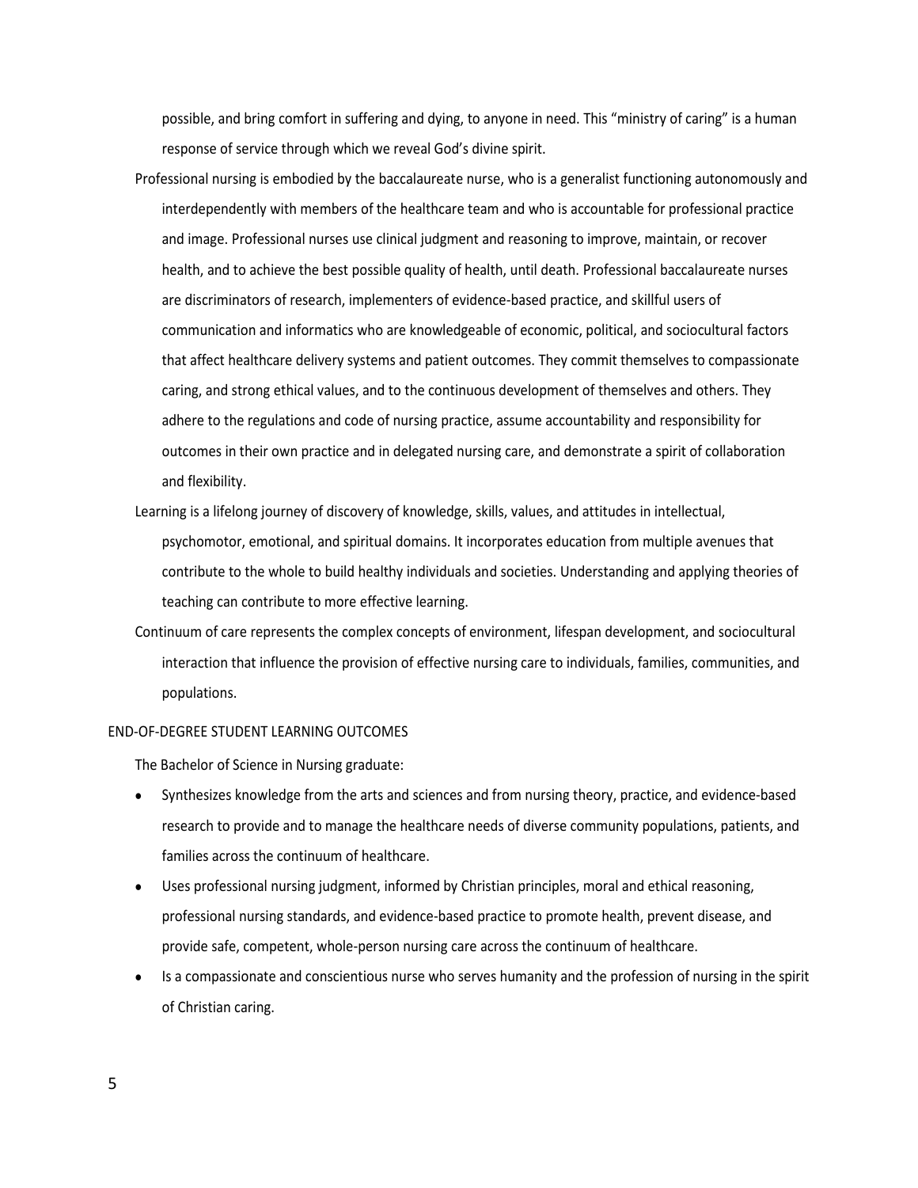possible, and bring comfort in suffering and dying, to anyone in need. This "ministry of caring" is a human response of service through which we reveal God's divine spirit.

Professional nursing is embodied by the baccalaureate nurse, who is a generalist functioning autonomously and interdependently with members of the healthcare team and who is accountable for professional practice and image. Professional nurses use clinical judgment and reasoning to improve, maintain, or recover health, and to achieve the best possible quality of health, until death. Professional baccalaureate nurses are discriminators of research, implementers of evidence-based practice, and skillful users of communication and informatics who are knowledgeable of economic, political, and sociocultural factors that affect healthcare delivery systems and patient outcomes. They commit themselves to compassionate caring, and strong ethical values, and to the continuous development of themselves and others. They adhere to the regulations and code of nursing practice, assume accountability and responsibility for outcomes in their own practice and in delegated nursing care, and demonstrate a spirit of collaboration and flexibility.

Learning is a lifelong journey of discovery of knowledge, skills, values, and attitudes in intellectual, psychomotor, emotional, and spiritual domains. It incorporates education from multiple avenues that contribute to the whole to build healthy individuals and societies. Understanding and applying theories of teaching can contribute to more effective learning.

Continuum of care represents the complex concepts of environment, lifespan development, and sociocultural interaction that influence the provision of effective nursing care to individuals, families, communities, and populations.

## END-OF-DEGREE STUDENT LEARNING OUTCOMES

The Bachelor of Science in Nursing graduate:

- Synthesizes knowledge from the arts and sciences and from nursing theory, practice, and evidence-based research to provide and to manage the healthcare needs of diverse community populations, patients, and families across the continuum of healthcare.
- Uses professional nursing judgment, informed by Christian principles, moral and ethical reasoning, professional nursing standards, and evidence-based practice to promote health, prevent disease, and provide safe, competent, whole-person nursing care across the continuum of healthcare.
- Is a compassionate and conscientious nurse who serves humanity and the profession of nursing in the spirit of Christian caring.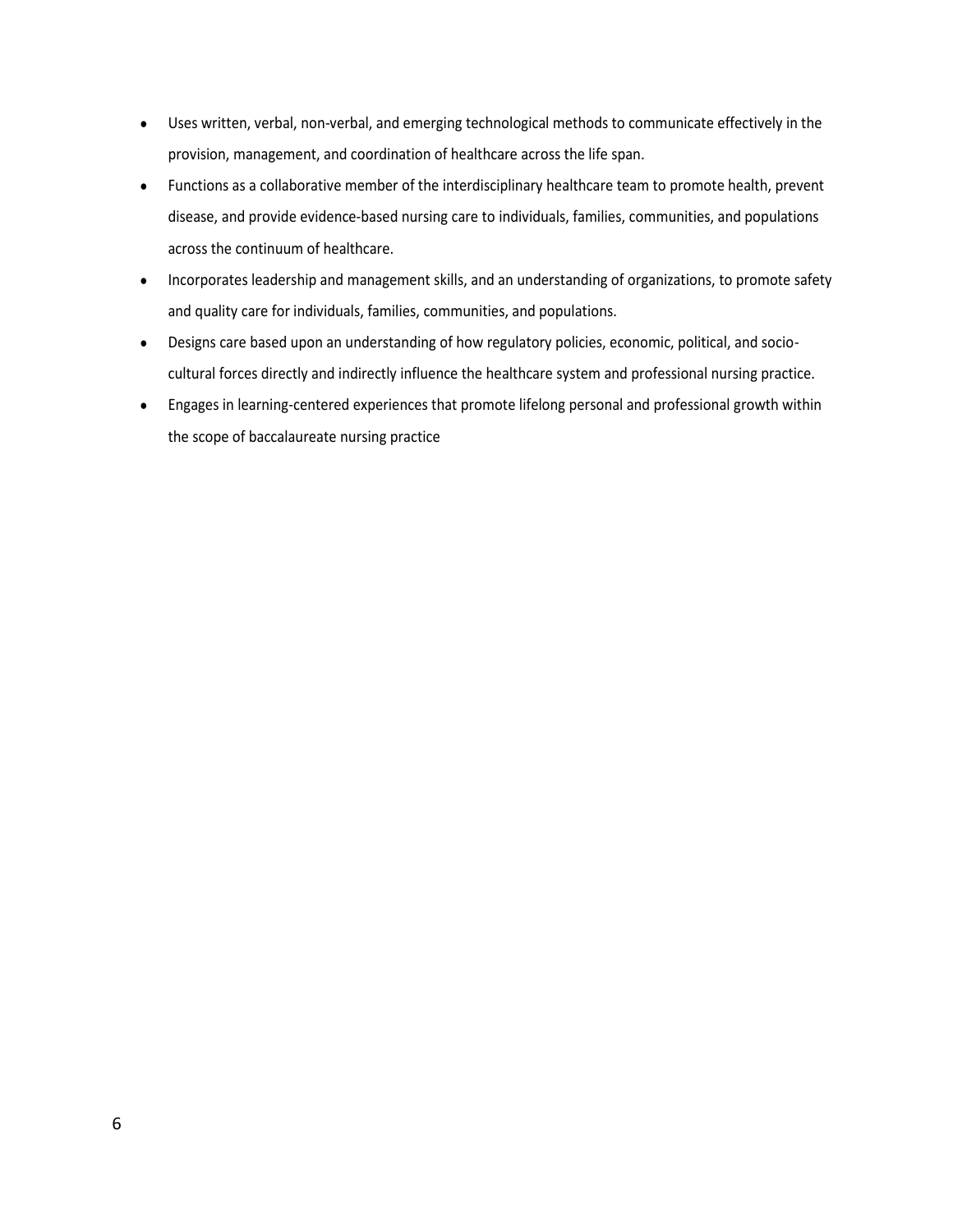- Uses written, verbal, non-verbal, and emerging technological methods to communicate effectively in the provision, management, and coordination of healthcare across the life span.
- Functions as a collaborative member of the interdisciplinary healthcare team to promote health, prevent disease, and provide evidence-based nursing care to individuals, families, communities, and populations across the continuum of healthcare.
- Incorporates leadership and management skills, and an understanding of organizations, to promote safety and quality care for individuals, families, communities, and populations.
- Designs care based upon an understanding of how regulatory policies, economic, political, and socio-cultural forces directly and indirectly influence the healthcare system and professional nursing practice.
- Engages in learning-centered experiences that promote lifelong personal and professional growth within the scope of baccalaureate nursing practice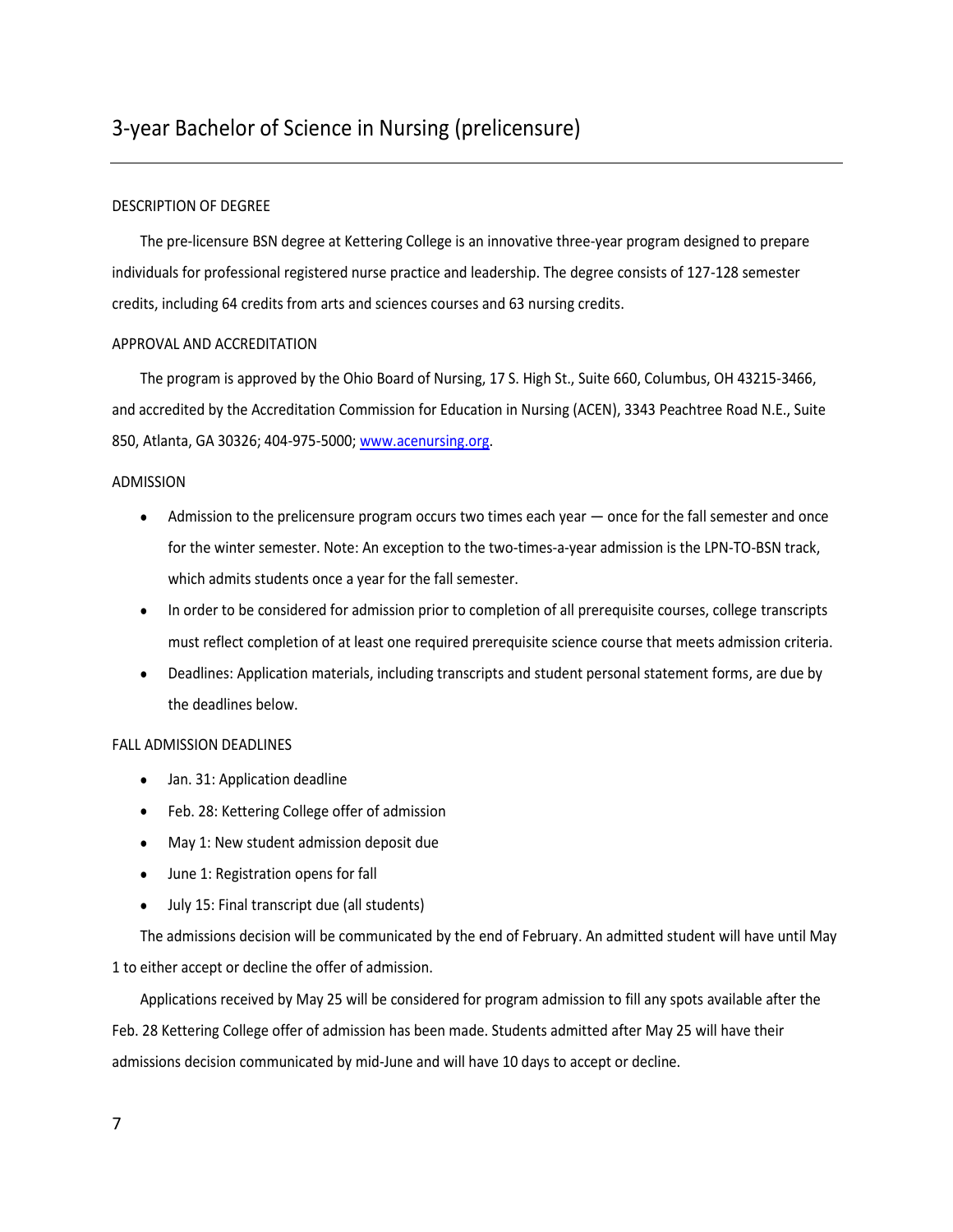# 3-year Bachelor of Science in Nursing (prelicensure)

## DESCRIPTION OF DEGREE

The pre-licensure BSN degree at Kettering College is an innovative three-year program designed to prepare individuals for professional registered nurse practice and leadership. The degree consists of 127-128 semester credits, including 64 credits from arts and sciences courses and 63 nursing credits.

## APPROVAL AND ACCREDITATION

The program is approved by the Ohio Board of Nursing, 17 S. High St., Suite 660, Columbus, OH 43215-3466, and accredited by the Accreditation Commission for Education in Nursing (ACEN), 3343 Peachtree Road N.E., Suite 850, Atlanta, GA 30326; 404-975-5000; www.acenursing.org.

## ADMISSION

- Admission to the prelicensure program occurs two times each year — once for the fall semester and once for the winter semester. Note: An exception to the two-times-a-year admission is the LPN-TO-BSN track, which admits students once a year for the fall semester.
- In order to be considered for admission prior to completion of all prerequisite courses, college transcripts must reflect completion of at least one required prerequisite science course that meets admission criteria.
- Deadlines: Application materials, including transcripts and student personal statement forms, are due by the deadlines below.

## FALL ADMISSION DEADLINES

- Jan. 31: Application deadline
- Feb. 28: Kettering College offer of admission
- May 1: New student admission deposit due
- June 1: Registration opens for fall
- July 15: Final transcript due (all students)

The admissions decision will be communicated by the end of February. An admitted student will have until May 1 to either accept or decline the offer of admission.

Applications received by May 25 will be considered for program admission to fill any spots available after the Feb. 28 Kettering College offer of admission has been made. Students admitted after May 25 will have their admissions decision communicated by mid-June and will have 10 days to accept or decline.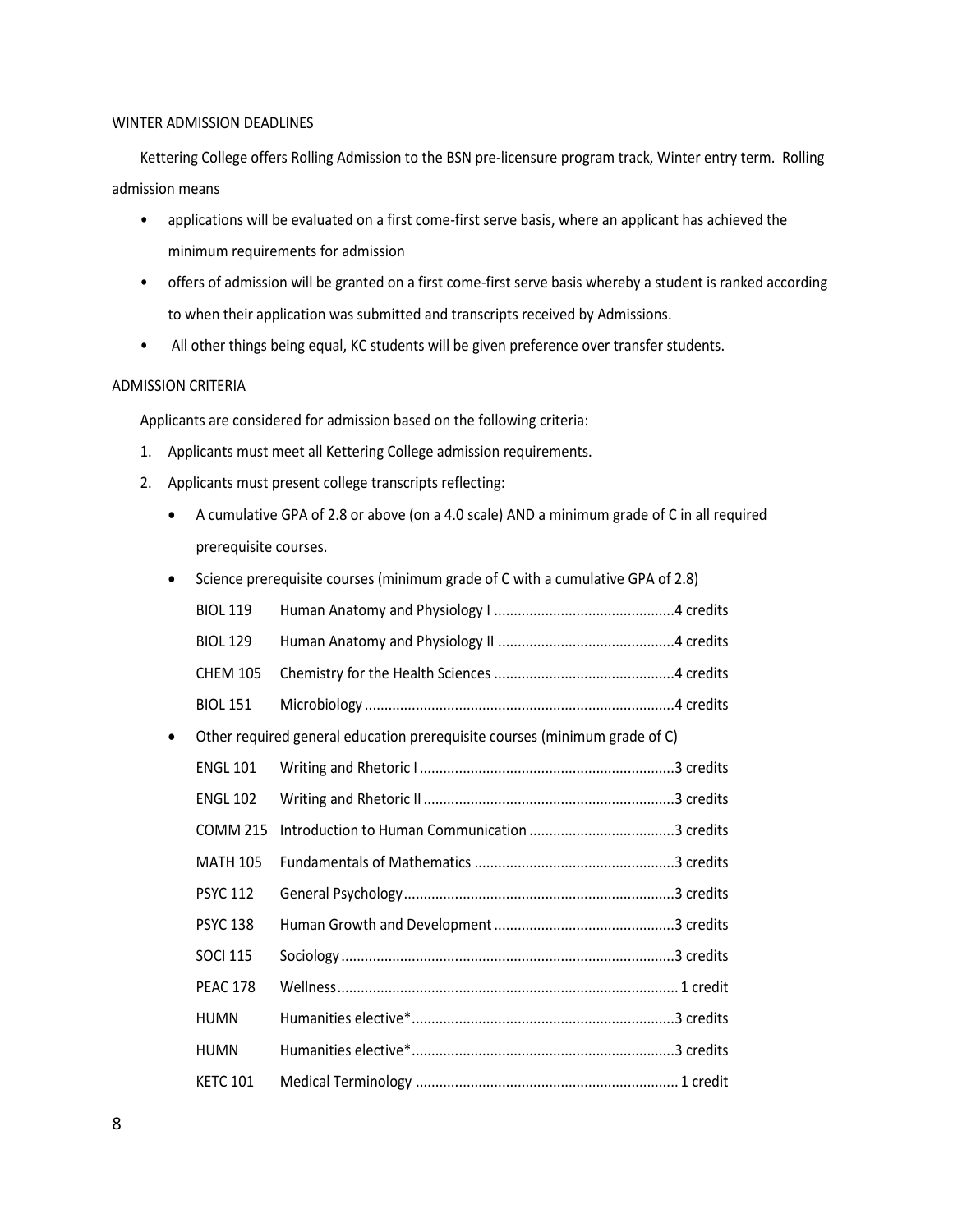## WINTER ADMISSION DEADLINES

Kettering College offers Rolling Admission to the BSN pre-licensure program track, Winter entry term. Rolling admission means

- applications will be evaluated on a first come-first serve basis, where an applicant has achieved the minimum requirements for admission
- offers of admission will be granted on a first come-first serve basis whereby a student is ranked according to when their application was submitted and transcripts received by Admissions.
- All other things being equal, KC students will be given preference over transfer students.

## ADMISSION CRITERIA

Applicants are considered for admission based on the following criteria:

1. Applicants must meet all Kettering College admission requirements.
2. Applicants must present college transcripts reflecting:
   - A cumulative GPA of 2.8 or above (on a 4.0 scale) AND a minimum grade of C in all required prerequisite courses.
   - Science prerequisite courses (minimum grade of C with a cumulative GPA of 2.8)

     | Course | Title | Credits |
     |---|---|---|
     | BIOL 119 | Human Anatomy and Physiology I | 4 credits |
     | BIOL 129 | Human Anatomy and Physiology II | 4 credits |
     | CHEM 105 | Chemistry for the Health Sciences | 4 credits |
     | BIOL 151 | Microbiology | 4 credits |

   - Other required general education prerequisite courses (minimum grade of C)

     | Course | Title | Credits |
     |---|---|---|
     | ENGL 101 | Writing and Rhetoric I | 3 credits |
     | ENGL 102 | Writing and Rhetoric II | 3 credits |
     | COMM 215 | Introduction to Human Communication | 3 credits |
     | MATH 105 | Fundamentals of Mathematics | 3 credits |
     | PSYC 112 | General Psychology | 3 credits |
     | PSYC 138 | Human Growth and Development | 3 credits |
     | SOCI 115 | Sociology | 3 credits |
     | PEAC 178 | Wellness | 1 credit |
     | HUMN | Humanities elective* | 3 credits |
     | HUMN | Humanities elective* | 3 credits |
     | KETC 101 | Medical Terminology | 1 credit |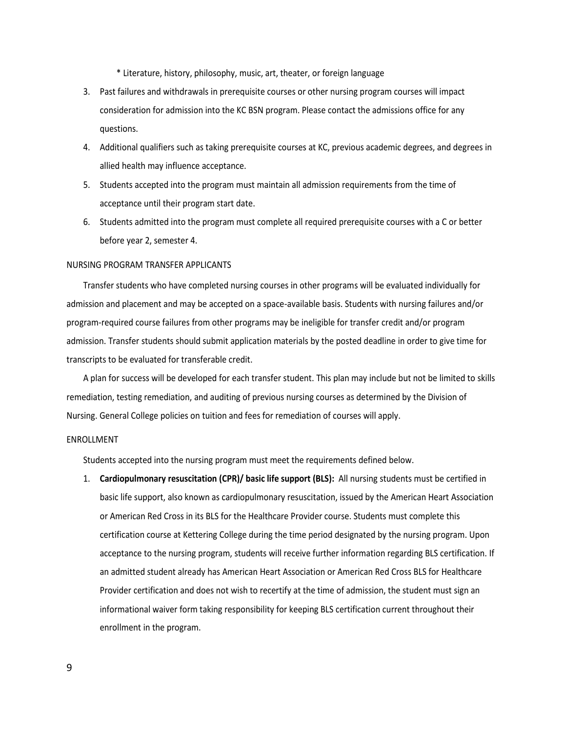* Literature, history, philosophy, music, art, theater, or foreign language

3. Past failures and withdrawals in prerequisite courses or other nursing program courses will impact consideration for admission into the KC BSN program. Please contact the admissions office for any questions.
4. Additional qualifiers such as taking prerequisite courses at KC, previous academic degrees, and degrees in allied health may influence acceptance.
5. Students accepted into the program must maintain all admission requirements from the time of acceptance until their program start date.
6. Students admitted into the program must complete all required prerequisite courses with a C or better before year 2, semester 4.

## NURSING PROGRAM TRANSFER APPLICANTS

Transfer students who have completed nursing courses in other programs will be evaluated individually for admission and placement and may be accepted on a space-available basis. Students with nursing failures and/or program-required course failures from other programs may be ineligible for transfer credit and/or program admission. Transfer students should submit application materials by the posted deadline in order to give time for transcripts to be evaluated for transferable credit.

A plan for success will be developed for each transfer student. This plan may include but not be limited to skills remediation, testing remediation, and auditing of previous nursing courses as determined by the Division of Nursing. General College policies on tuition and fees for remediation of courses will apply.

## ENROLLMENT

Students accepted into the nursing program must meet the requirements defined below.

1. **Cardiopulmonary resuscitation (CPR)/ basic life support (BLS):** All nursing students must be certified in basic life support, also known as cardiopulmonary resuscitation, issued by the American Heart Association or American Red Cross in its BLS for the Healthcare Provider course. Students must complete this certification course at Kettering College during the time period designated by the nursing program. Upon acceptance to the nursing program, students will receive further information regarding BLS certification. If an admitted student already has American Heart Association or American Red Cross BLS for Healthcare Provider certification and does not wish to recertify at the time of admission, the student must sign an informational waiver form taking responsibility for keeping BLS certification current throughout their enrollment in the program.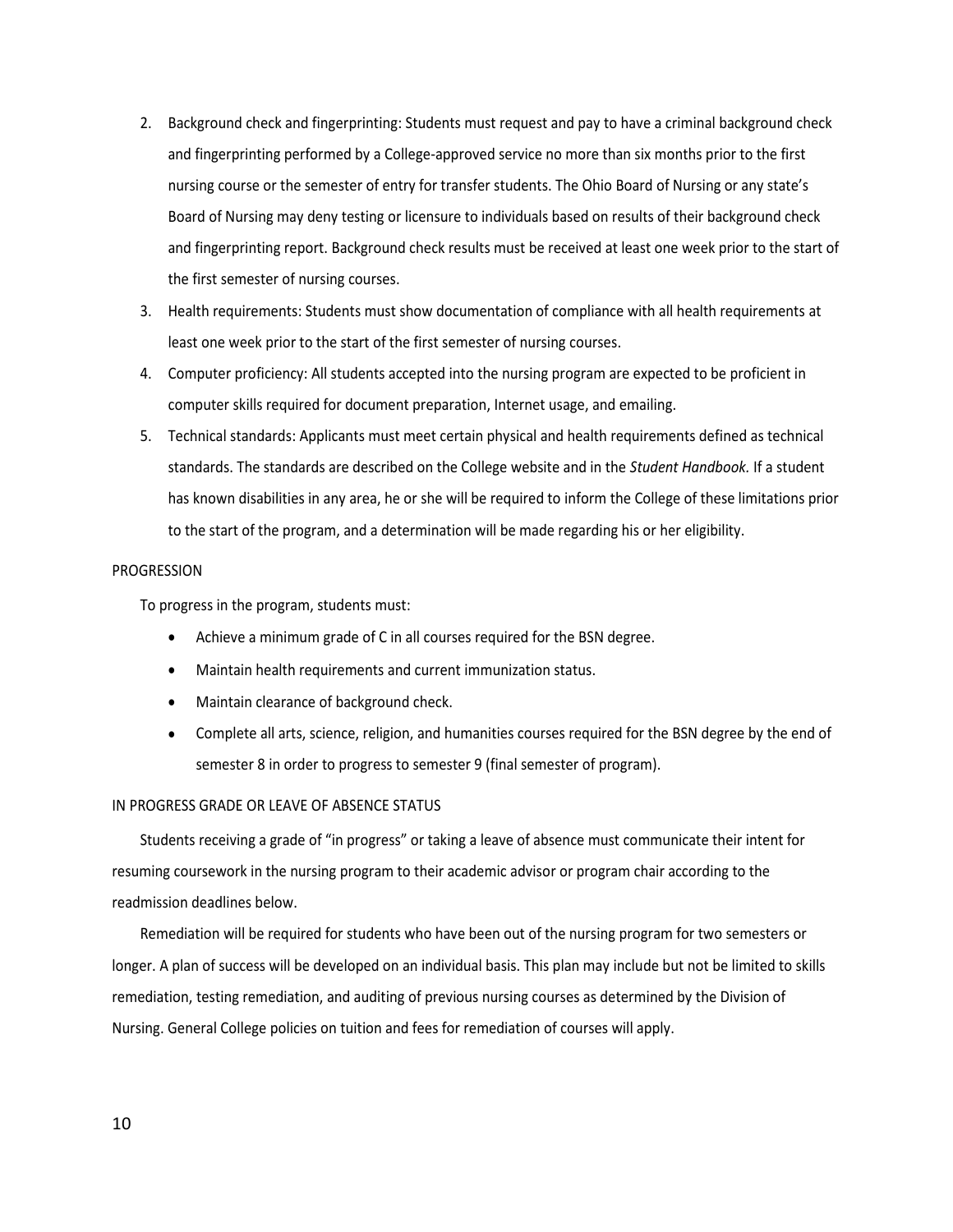2. Background check and fingerprinting: Students must request and pay to have a criminal background check and fingerprinting performed by a College-approved service no more than six months prior to the first nursing course or the semester of entry for transfer students. The Ohio Board of Nursing or any state's Board of Nursing may deny testing or licensure to individuals based on results of their background check and fingerprinting report. Background check results must be received at least one week prior to the start of the first semester of nursing courses.
3. Health requirements: Students must show documentation of compliance with all health requirements at least one week prior to the start of the first semester of nursing courses.
4. Computer proficiency: All students accepted into the nursing program are expected to be proficient in computer skills required for document preparation, Internet usage, and emailing.
5. Technical standards: Applicants must meet certain physical and health requirements defined as technical standards. The standards are described on the College website and in the *Student Handbook.* If a student has known disabilities in any area, he or she will be required to inform the College of these limitations prior to the start of the program, and a determination will be made regarding his or her eligibility.

## PROGRESSION

To progress in the program, students must:

- Achieve a minimum grade of C in all courses required for the BSN degree.
- Maintain health requirements and current immunization status.
- Maintain clearance of background check.
- Complete all arts, science, religion, and humanities courses required for the BSN degree by the end of semester 8 in order to progress to semester 9 (final semester of program).

## IN PROGRESS GRADE OR LEAVE OF ABSENCE STATUS

Students receiving a grade of "in progress" or taking a leave of absence must communicate their intent for resuming coursework in the nursing program to their academic advisor or program chair according to the readmission deadlines below.

Remediation will be required for students who have been out of the nursing program for two semesters or longer. A plan of success will be developed on an individual basis. This plan may include but not be limited to skills remediation, testing remediation, and auditing of previous nursing courses as determined by the Division of Nursing. General College policies on tuition and fees for remediation of courses will apply.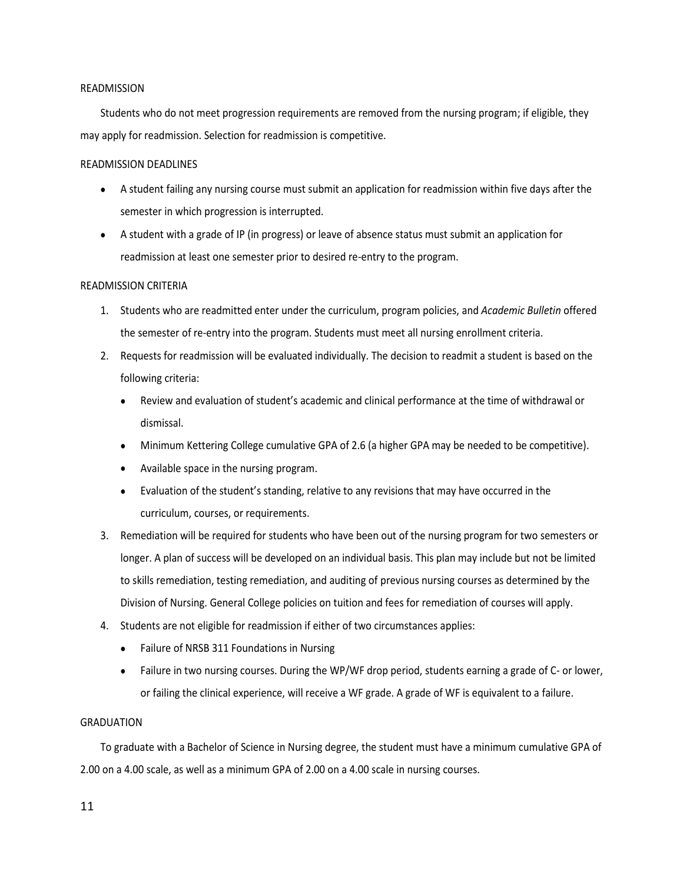## READMISSION

Students who do not meet progression requirements are removed from the nursing program; if eligible, they may apply for readmission. Selection for readmission is competitive.

### READMISSION DEADLINES

- A student failing any nursing course must submit an application for readmission within five days after the semester in which progression is interrupted.
- A student with a grade of IP (in progress) or leave of absence status must submit an application for readmission at least one semester prior to desired re-entry to the program.

### READMISSION CRITERIA

1. Students who are readmitted enter under the curriculum, program policies, and *Academic Bulletin* offered the semester of re-entry into the program. Students must meet all nursing enrollment criteria.
2. Requests for readmission will be evaluated individually. The decision to readmit a student is based on the following criteria:
   - Review and evaluation of student's academic and clinical performance at the time of withdrawal or dismissal.
   - Minimum Kettering College cumulative GPA of 2.6 (a higher GPA may be needed to be competitive).
   - Available space in the nursing program.
   - Evaluation of the student's standing, relative to any revisions that may have occurred in the curriculum, courses, or requirements.
3. Remediation will be required for students who have been out of the nursing program for two semesters or longer. A plan of success will be developed on an individual basis. This plan may include but not be limited to skills remediation, testing remediation, and auditing of previous nursing courses as determined by the Division of Nursing. General College policies on tuition and fees for remediation of courses will apply.
4. Students are not eligible for readmission if either of two circumstances applies:
   - Failure of NRSB 311 Foundations in Nursing
   - Failure in two nursing courses. During the WP/WF drop period, students earning a grade of C- or lower, or failing the clinical experience, will receive a WF grade. A grade of WF is equivalent to a failure.

## GRADUATION

To graduate with a Bachelor of Science in Nursing degree, the student must have a minimum cumulative GPA of 2.00 on a 4.00 scale, as well as a minimum GPA of 2.00 on a 4.00 scale in nursing courses.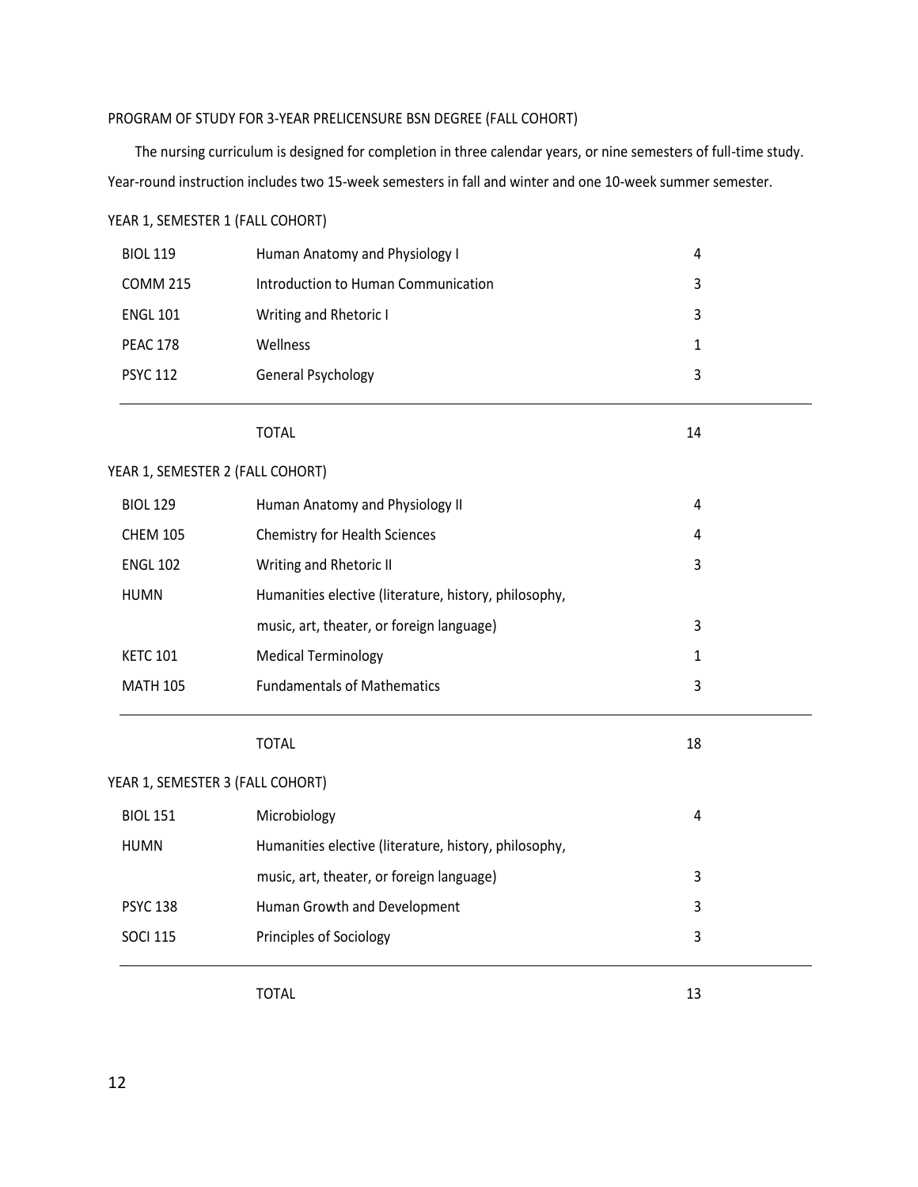## PROGRAM OF STUDY FOR 3-YEAR PRELICENSURE BSN DEGREE (FALL COHORT)

The nursing curriculum is designed for completion in three calendar years, or nine semesters of full-time study. Year-round instruction includes two 15-week semesters in fall and winter and one 10-week summer semester.

### YEAR 1, SEMESTER 1 (FALL COHORT)

| Course | Title | Credits |
|---|---|---|
| BIOL 119 | Human Anatomy and Physiology I | 4 |
| COMM 215 | Introduction to Human Communication | 3 |
| ENGL 101 | Writing and Rhetoric I | 3 |
| PEAC 178 | Wellness | 1 |
| PSYC 112 | General Psychology | 3 |
| | TOTAL | 14 |

### YEAR 1, SEMESTER 2 (FALL COHORT)

| Course | Title | Credits |
|---|---|---|
| BIOL 129 | Human Anatomy and Physiology II | 4 |
| CHEM 105 | Chemistry for Health Sciences | 4 |
| ENGL 102 | Writing and Rhetoric II | 3 |
| HUMN | Humanities elective (literature, history, philosophy, music, art, theater, or foreign language) | 3 |
| KETC 101 | Medical Terminology | 1 |
| MATH 105 | Fundamentals of Mathematics | 3 |
| | TOTAL | 18 |

### YEAR 1, SEMESTER 3 (FALL COHORT)

| Course | Title | Credits |
|---|---|---|
| BIOL 151 | Microbiology | 4 |
| HUMN | Humanities elective (literature, history, philosophy, music, art, theater, or foreign language) | 3 |
| PSYC 138 | Human Growth and Development | 3 |
| SOCI 115 | Principles of Sociology | 3 |
| | TOTAL | 13 |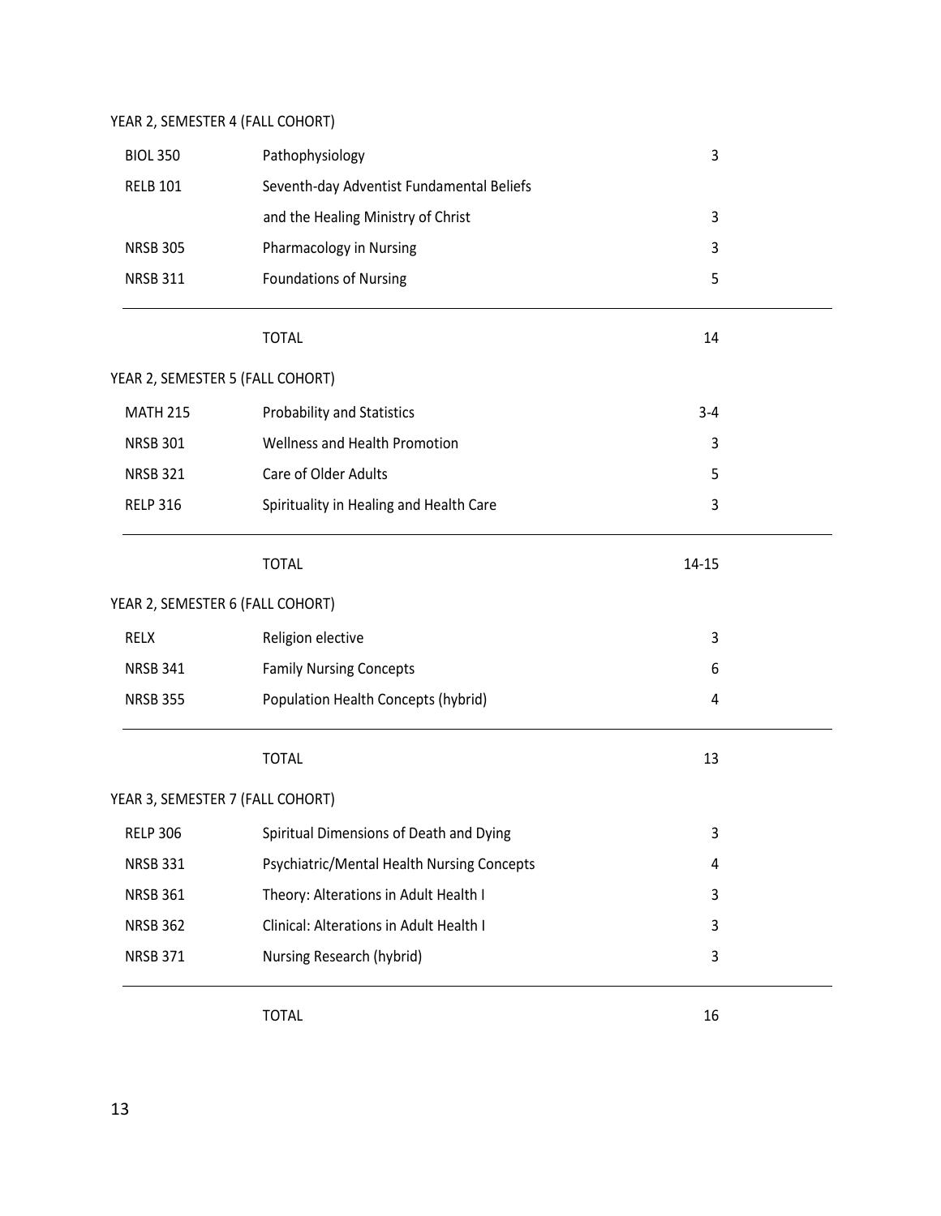YEAR 2, SEMESTER 4 (FALL COHORT)

| | | |
|---|---|---|
| BIOL 350 | Pathophysiology | 3 |
| RELB 101 | Seventh-day Adventist Fundamental Beliefs and the Healing Ministry of Christ | 3 |
| NRSB 305 | Pharmacology in Nursing | 3 |
| NRSB 311 | Foundations of Nursing | 5 |
| | TOTAL | 14 |

YEAR 2, SEMESTER 5 (FALL COHORT)

| | | |
|---|---|---|
| MATH 215 | Probability and Statistics | 3-4 |
| NRSB 301 | Wellness and Health Promotion | 3 |
| NRSB 321 | Care of Older Adults | 5 |
| RELP 316 | Spirituality in Healing and Health Care | 3 |
| | TOTAL | 14-15 |

YEAR 2, SEMESTER 6 (FALL COHORT)

| | | |
|---|---|---|
| RELX | Religion elective | 3 |
| NRSB 341 | Family Nursing Concepts | 6 |
| NRSB 355 | Population Health Concepts (hybrid) | 4 |
| | TOTAL | 13 |

YEAR 3, SEMESTER 7 (FALL COHORT)

| | | |
|---|---|---|
| RELP 306 | Spiritual Dimensions of Death and Dying | 3 |
| NRSB 331 | Psychiatric/Mental Health Nursing Concepts | 4 |
| NRSB 361 | Theory: Alterations in Adult Health I | 3 |
| NRSB 362 | Clinical: Alterations in Adult Health I | 3 |
| NRSB 371 | Nursing Research (hybrid) | 3 |
| | TOTAL | 16 |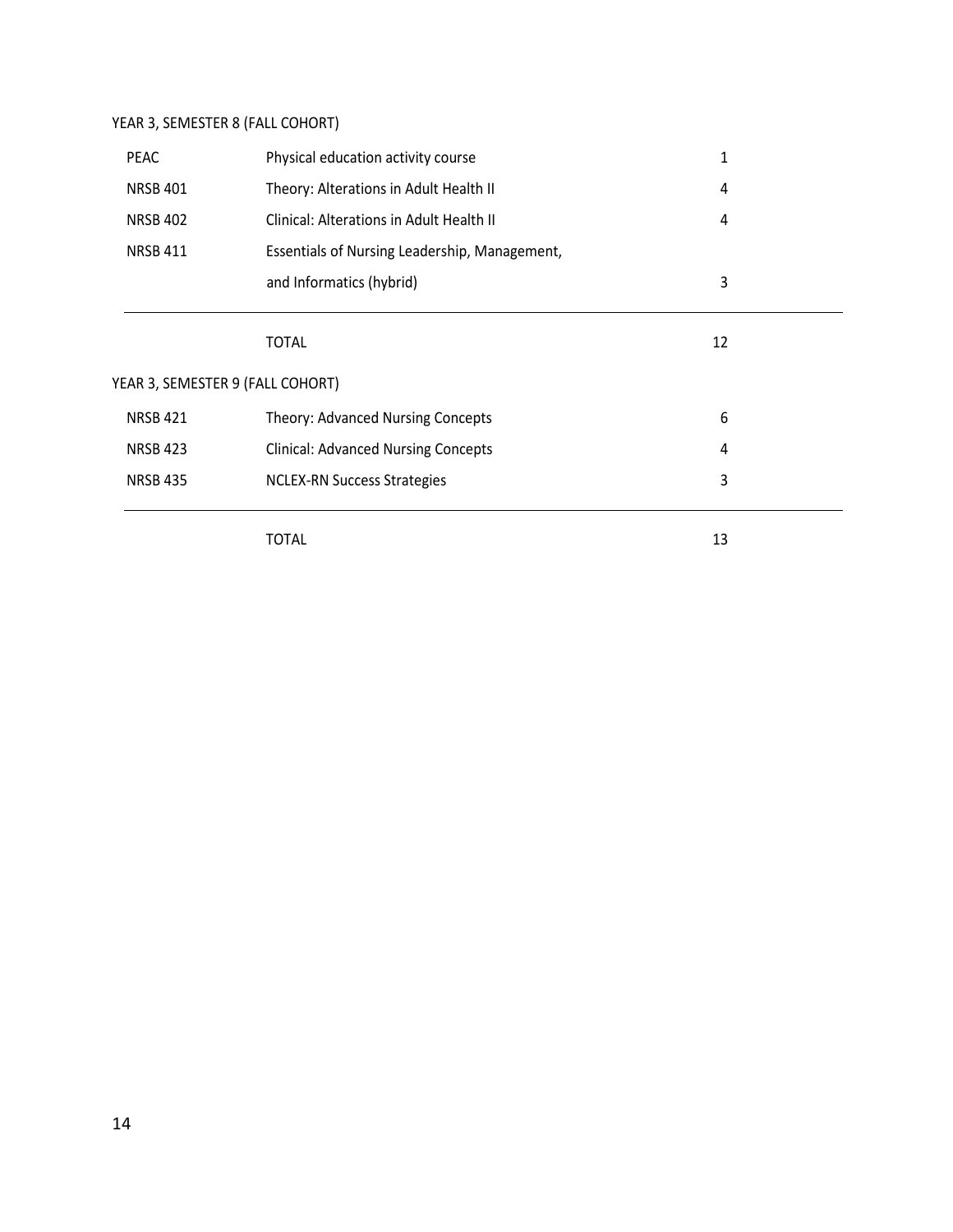YEAR 3, SEMESTER 8 (FALL COHORT)

| | | |
|---|---|---|
| PEAC | Physical education activity course | 1 |
| NRSB 401 | Theory: Alterations in Adult Health II | 4 |
| NRSB 402 | Clinical: Alterations in Adult Health II | 4 |
| NRSB 411 | Essentials of Nursing Leadership, Management, and Informatics (hybrid) | 3 |
| | TOTAL | 12 |

YEAR 3, SEMESTER 9 (FALL COHORT)

| | | |
|---|---|---|
| NRSB 421 | Theory: Advanced Nursing Concepts | 6 |
| NRSB 423 | Clinical: Advanced Nursing Concepts | 4 |
| NRSB 435 | NCLEX-RN Success Strategies | 3 |
| | TOTAL | 13 |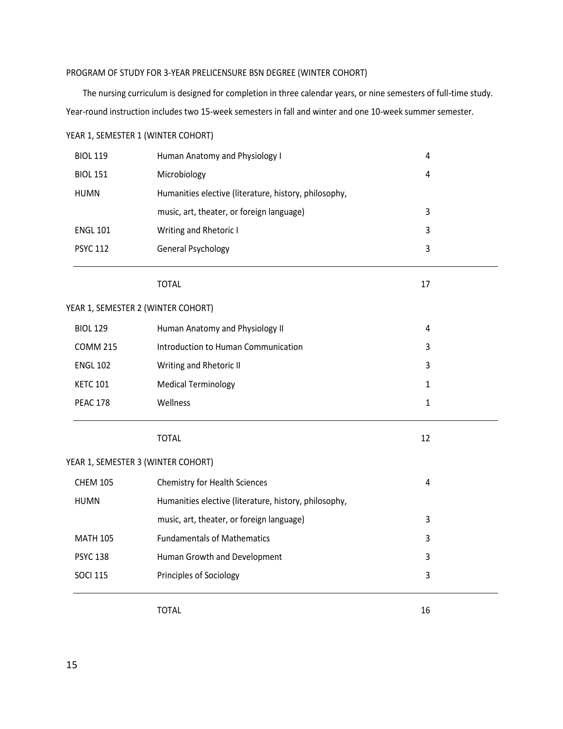PROGRAM OF STUDY FOR 3-YEAR PRELICENSURE BSN DEGREE (WINTER COHORT)

The nursing curriculum is designed for completion in three calendar years, or nine semesters of full-time study. Year-round instruction includes two 15-week semesters in fall and winter and one 10-week summer semester.

YEAR 1, SEMESTER 1 (WINTER COHORT)

| | | |
|---|---|---|
| BIOL 119 | Human Anatomy and Physiology I | 4 |
| BIOL 151 | Microbiology | 4 |
| HUMN | Humanities elective (literature, history, philosophy, music, art, theater, or foreign language) | 3 |
| ENGL 101 | Writing and Rhetoric I | 3 |
| PSYC 112 | General Psychology | 3 |
| | TOTAL | 17 |

YEAR 1, SEMESTER 2 (WINTER COHORT)

| | | |
|---|---|---|
| BIOL 129 | Human Anatomy and Physiology II | 4 |
| COMM 215 | Introduction to Human Communication | 3 |
| ENGL 102 | Writing and Rhetoric II | 3 |
| KETC 101 | Medical Terminology | 1 |
| PEAC 178 | Wellness | 1 |
| | TOTAL | 12 |

YEAR 1, SEMESTER 3 (WINTER COHORT)

| | | |
|---|---|---|
| CHEM 105 | Chemistry for Health Sciences | 4 |
| HUMN | Humanities elective (literature, history, philosophy, music, art, theater, or foreign language) | 3 |
| MATH 105 | Fundamentals of Mathematics | 3 |
| PSYC 138 | Human Growth and Development | 3 |
| SOCI 115 | Principles of Sociology | 3 |
| | TOTAL | 16 |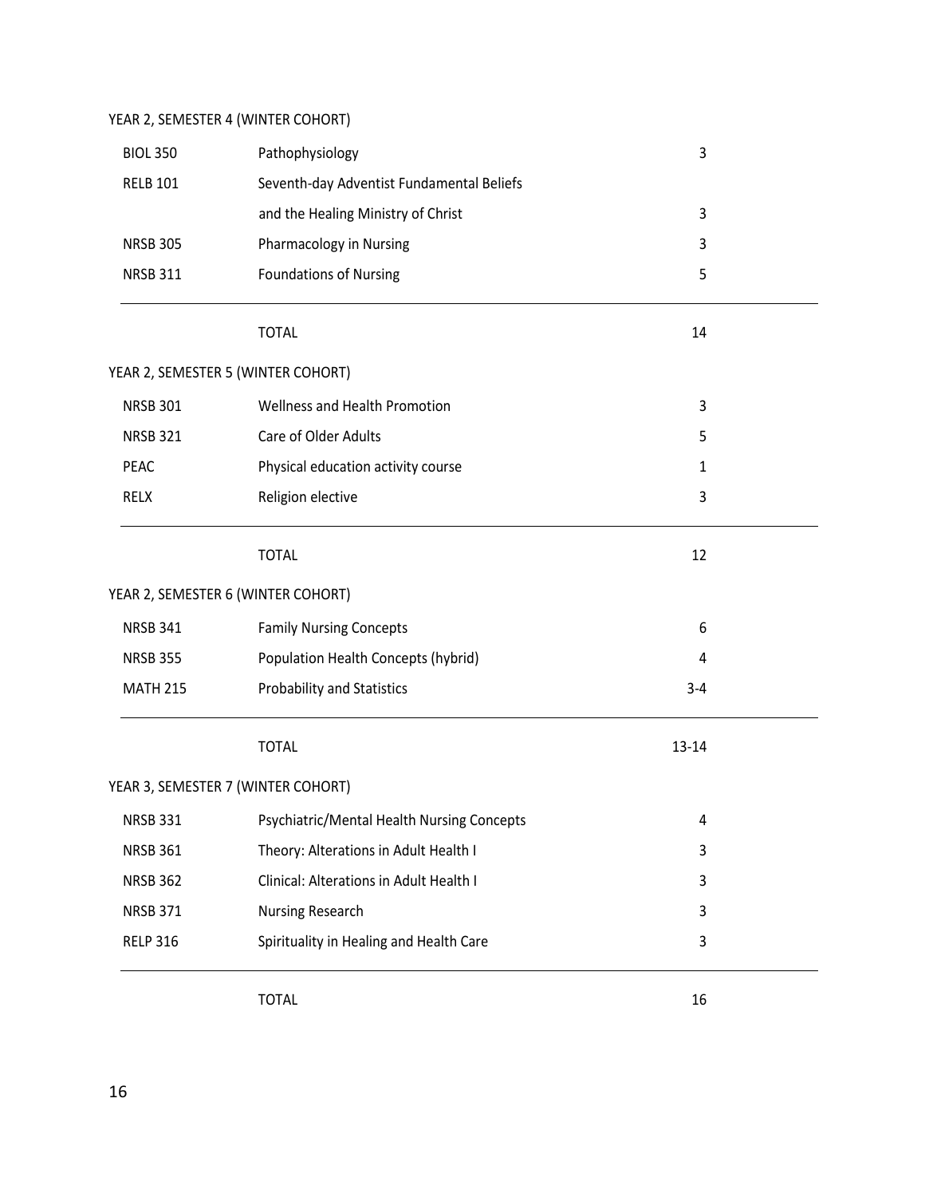YEAR 2, SEMESTER 4 (WINTER COHORT)

| | | |
|---|---|---|
| BIOL 350 | Pathophysiology | 3 |
| RELB 101 | Seventh-day Adventist Fundamental Beliefs and the Healing Ministry of Christ | 3 |
| NRSB 305 | Pharmacology in Nursing | 3 |
| NRSB 311 | Foundations of Nursing | 5 |
| | TOTAL | 14 |

YEAR 2, SEMESTER 5 (WINTER COHORT)

| | | |
|---|---|---|
| NRSB 301 | Wellness and Health Promotion | 3 |
| NRSB 321 | Care of Older Adults | 5 |
| PEAC | Physical education activity course | 1 |
| RELX | Religion elective | 3 |
| | TOTAL | 12 |

YEAR 2, SEMESTER 6 (WINTER COHORT)

| | | |
|---|---|---|
| NRSB 341 | Family Nursing Concepts | 6 |
| NRSB 355 | Population Health Concepts (hybrid) | 4 |
| MATH 215 | Probability and Statistics | 3-4 |
| | TOTAL | 13-14 |

YEAR 3, SEMESTER 7 (WINTER COHORT)

| | | |
|---|---|---|
| NRSB 331 | Psychiatric/Mental Health Nursing Concepts | 4 |
| NRSB 361 | Theory: Alterations in Adult Health I | 3 |
| NRSB 362 | Clinical: Alterations in Adult Health I | 3 |
| NRSB 371 | Nursing Research | 3 |
| RELP 316 | Spirituality in Healing and Health Care | 3 |
| | TOTAL | 16 |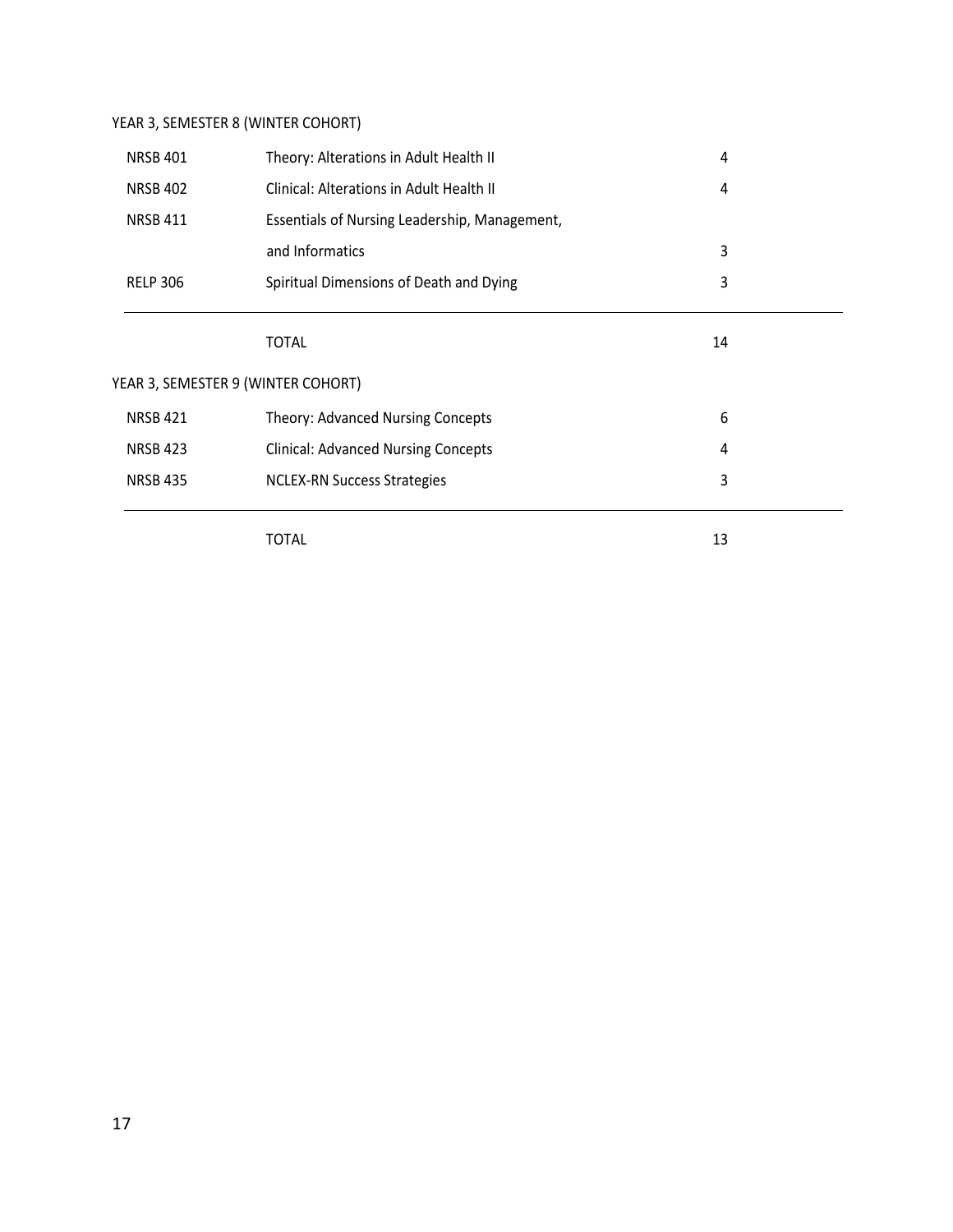YEAR 3, SEMESTER 8 (WINTER COHORT)

| | | |
|---|---|---|
| NRSB 401 | Theory: Alterations in Adult Health II | 4 |
| NRSB 402 | Clinical: Alterations in Adult Health II | 4 |
| NRSB 411 | Essentials of Nursing Leadership, Management, and Informatics | 3 |
| RELP 306 | Spiritual Dimensions of Death and Dying | 3 |
| | TOTAL | 14 |

YEAR 3, SEMESTER 9 (WINTER COHORT)

| | | |
|---|---|---|
| NRSB 421 | Theory: Advanced Nursing Concepts | 6 |
| NRSB 423 | Clinical: Advanced Nursing Concepts | 4 |
| NRSB 435 | NCLEX-RN Success Strategies | 3 |
| | TOTAL | 13 |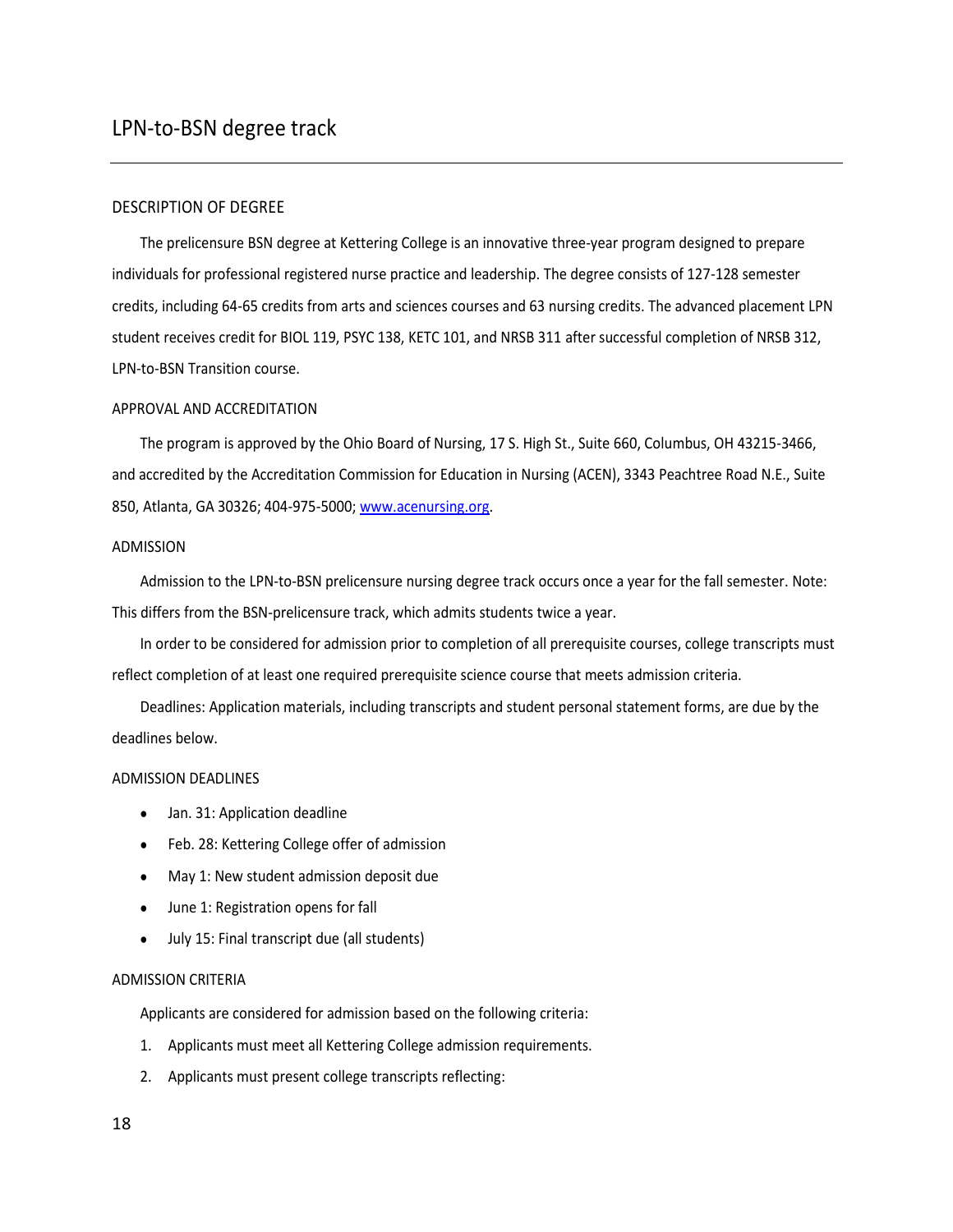# LPN-to-BSN degree track

## DESCRIPTION OF DEGREE

The prelicensure BSN degree at Kettering College is an innovative three-year program designed to prepare individuals for professional registered nurse practice and leadership. The degree consists of 127-128 semester credits, including 64-65 credits from arts and sciences courses and 63 nursing credits. The advanced placement LPN student receives credit for BIOL 119, PSYC 138, KETC 101, and NRSB 311 after successful completion of NRSB 312, LPN-to-BSN Transition course.

## APPROVAL AND ACCREDITATION

The program is approved by the Ohio Board of Nursing, 17 S. High St., Suite 660, Columbus, OH 43215-3466, and accredited by the Accreditation Commission for Education in Nursing (ACEN), 3343 Peachtree Road N.E., Suite 850, Atlanta, GA 30326; 404-975-5000; [www.acenursing.org](http://www.acenursing.org).

## ADMISSION

Admission to the LPN-to-BSN prelicensure nursing degree track occurs once a year for the fall semester. Note: This differs from the BSN-prelicensure track, which admits students twice a year.

In order to be considered for admission prior to completion of all prerequisite courses, college transcripts must reflect completion of at least one required prerequisite science course that meets admission criteria.

Deadlines: Application materials, including transcripts and student personal statement forms, are due by the deadlines below.

## ADMISSION DEADLINES

- Jan. 31: Application deadline
- Feb. 28: Kettering College offer of admission
- May 1: New student admission deposit due
- June 1: Registration opens for fall
- July 15: Final transcript due (all students)

## ADMISSION CRITERIA

Applicants are considered for admission based on the following criteria:

1. Applicants must meet all Kettering College admission requirements.
2. Applicants must present college transcripts reflecting: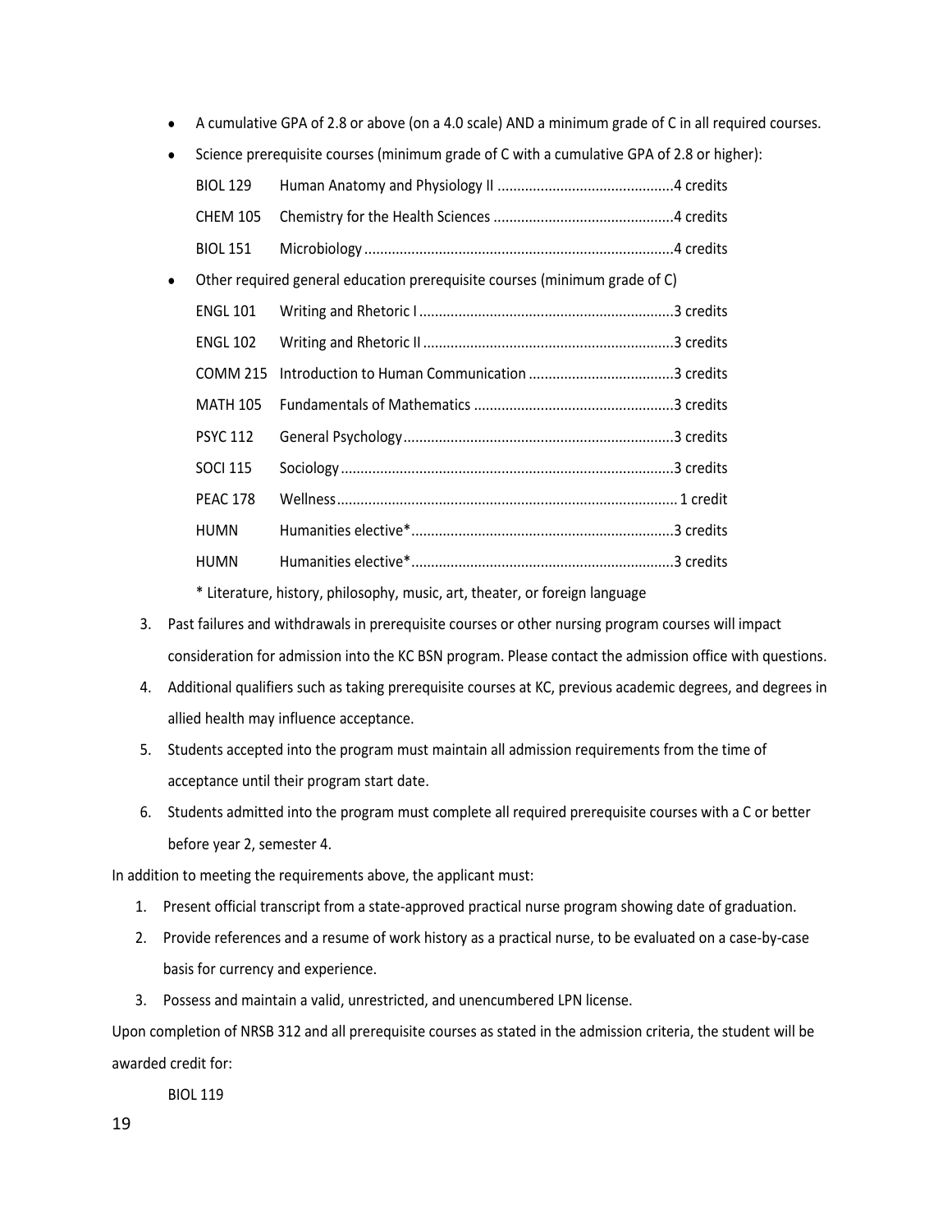- A cumulative GPA of 2.8 or above (on a 4.0 scale) AND a minimum grade of C in all required courses.
- Science prerequisite courses (minimum grade of C with a cumulative GPA of 2.8 or higher):

| | | |
|---|---|---|
| BIOL 129 | Human Anatomy and Physiology II | 4 credits |
| CHEM 105 | Chemistry for the Health Sciences | 4 credits |
| BIOL 151 | Microbiology | 4 credits |

- Other required general education prerequisite courses (minimum grade of C)

| | | |
|---|---|---|
| ENGL 101 | Writing and Rhetoric I | 3 credits |
| ENGL 102 | Writing and Rhetoric II | 3 credits |
| COMM 215 | Introduction to Human Communication | 3 credits |
| MATH 105 | Fundamentals of Mathematics | 3 credits |
| PSYC 112 | General Psychology | 3 credits |
| SOCI 115 | Sociology | 3 credits |
| PEAC 178 | Wellness | 1 credit |
| HUMN | Humanities elective* | 3 credits |
| HUMN | Humanities elective* | 3 credits |

  * Literature, history, philosophy, music, art, theater, or foreign language

3. Past failures and withdrawals in prerequisite courses or other nursing program courses will impact consideration for admission into the KC BSN program. Please contact the admission office with questions.
4. Additional qualifiers such as taking prerequisite courses at KC, previous academic degrees, and degrees in allied health may influence acceptance.
5. Students accepted into the program must maintain all admission requirements from the time of acceptance until their program start date.
6. Students admitted into the program must complete all required prerequisite courses with a C or better before year 2, semester 4.

In addition to meeting the requirements above, the applicant must:

1. Present official transcript from a state-approved practical nurse program showing date of graduation.
2. Provide references and a resume of work history as a practical nurse, to be evaluated on a case-by-case basis for currency and experience.
3. Possess and maintain a valid, unrestricted, and unencumbered LPN license.

Upon completion of NRSB 312 and all prerequisite courses as stated in the admission criteria, the student will be awarded credit for:

BIOL 119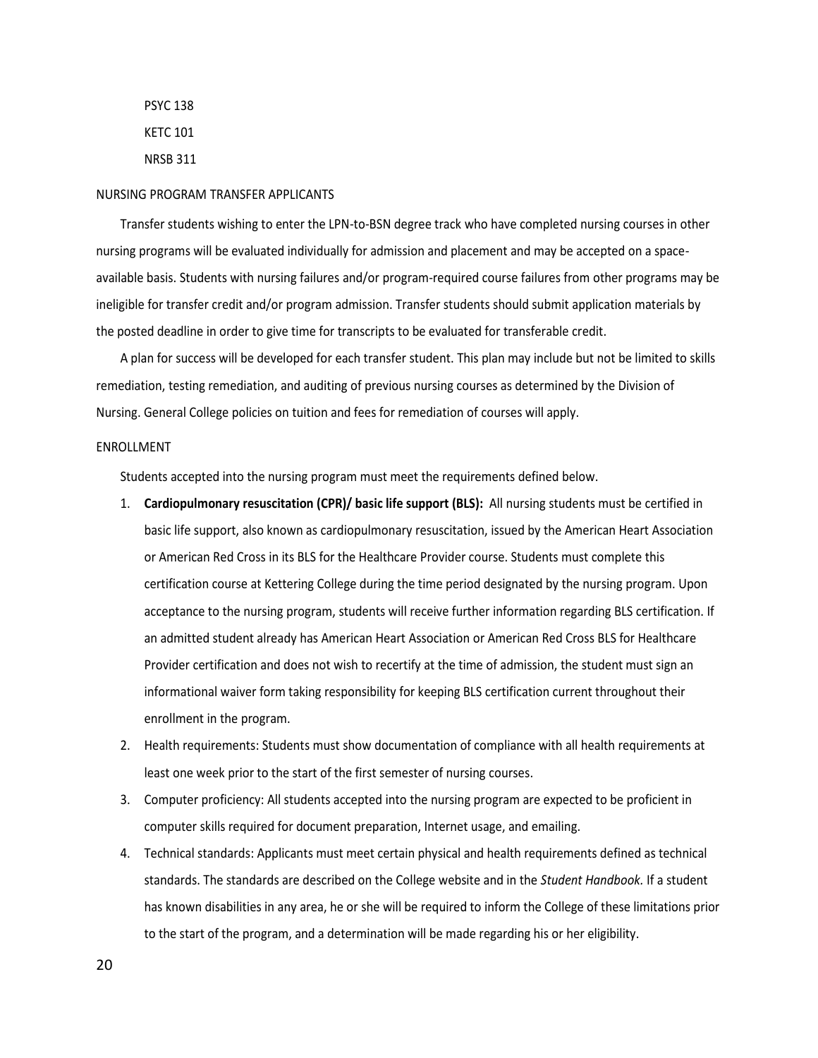PSYC 138

KETC 101

NRSB 311

## NURSING PROGRAM TRANSFER APPLICANTS

Transfer students wishing to enter the LPN-to-BSN degree track who have completed nursing courses in other nursing programs will be evaluated individually for admission and placement and may be accepted on a space-available basis. Students with nursing failures and/or program-required course failures from other programs may be ineligible for transfer credit and/or program admission. Transfer students should submit application materials by the posted deadline in order to give time for transcripts to be evaluated for transferable credit.

A plan for success will be developed for each transfer student. This plan may include but not be limited to skills remediation, testing remediation, and auditing of previous nursing courses as determined by the Division of Nursing. General College policies on tuition and fees for remediation of courses will apply.

## ENROLLMENT

Students accepted into the nursing program must meet the requirements defined below.

1. **Cardiopulmonary resuscitation (CPR)/ basic life support (BLS):** All nursing students must be certified in basic life support, also known as cardiopulmonary resuscitation, issued by the American Heart Association or American Red Cross in its BLS for the Healthcare Provider course. Students must complete this certification course at Kettering College during the time period designated by the nursing program. Upon acceptance to the nursing program, students will receive further information regarding BLS certification. If an admitted student already has American Heart Association or American Red Cross BLS for Healthcare Provider certification and does not wish to recertify at the time of admission, the student must sign an informational waiver form taking responsibility for keeping BLS certification current throughout their enrollment in the program.
2. Health requirements: Students must show documentation of compliance with all health requirements at least one week prior to the start of the first semester of nursing courses.
3. Computer proficiency: All students accepted into the nursing program are expected to be proficient in computer skills required for document preparation, Internet usage, and emailing.
4. Technical standards: Applicants must meet certain physical and health requirements defined as technical standards. The standards are described on the College website and in the *Student Handbook.* If a student has known disabilities in any area, he or she will be required to inform the College of these limitations prior to the start of the program, and a determination will be made regarding his or her eligibility.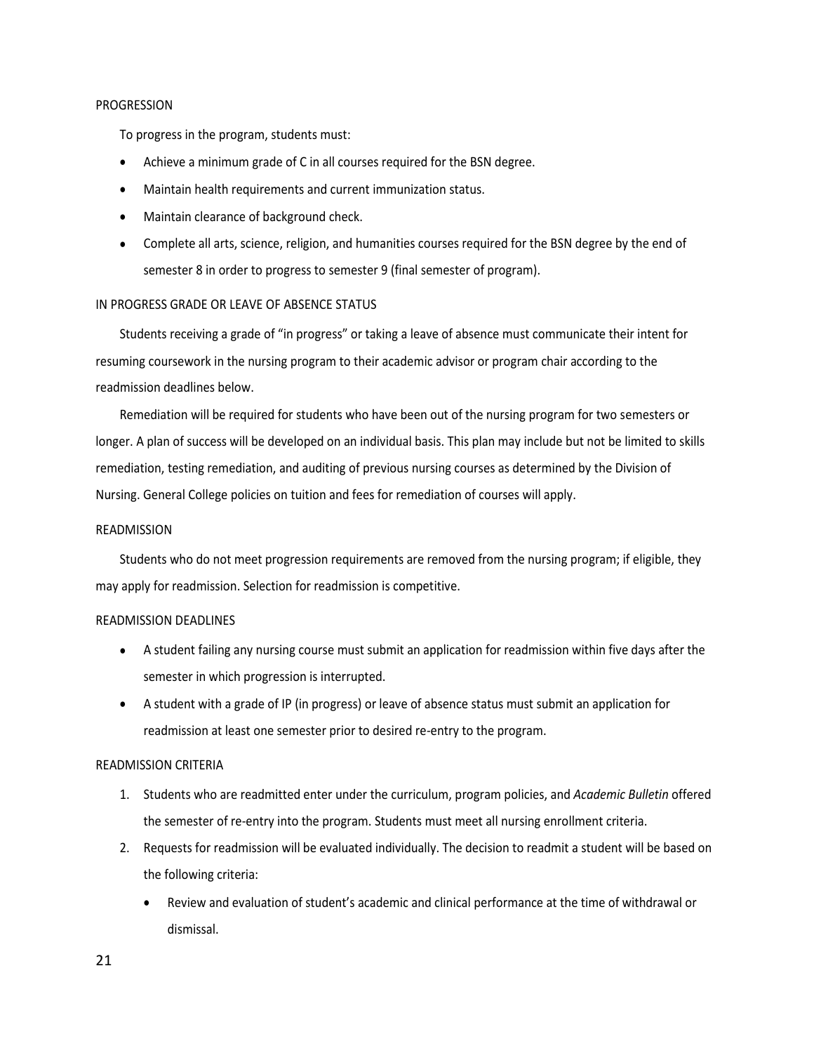## PROGRESSION

To progress in the program, students must:

- Achieve a minimum grade of C in all courses required for the BSN degree.
- Maintain health requirements and current immunization status.
- Maintain clearance of background check.
- Complete all arts, science, religion, and humanities courses required for the BSN degree by the end of semester 8 in order to progress to semester 9 (final semester of program).

## IN PROGRESS GRADE OR LEAVE OF ABSENCE STATUS

Students receiving a grade of "in progress" or taking a leave of absence must communicate their intent for resuming coursework in the nursing program to their academic advisor or program chair according to the readmission deadlines below.

Remediation will be required for students who have been out of the nursing program for two semesters or longer. A plan of success will be developed on an individual basis. This plan may include but not be limited to skills remediation, testing remediation, and auditing of previous nursing courses as determined by the Division of Nursing. General College policies on tuition and fees for remediation of courses will apply.

## READMISSION

Students who do not meet progression requirements are removed from the nursing program; if eligible, they may apply for readmission. Selection for readmission is competitive.

## READMISSION DEADLINES

- A student failing any nursing course must submit an application for readmission within five days after the semester in which progression is interrupted.
- A student with a grade of IP (in progress) or leave of absence status must submit an application for readmission at least one semester prior to desired re-entry to the program.

## READMISSION CRITERIA

1. Students who are readmitted enter under the curriculum, program policies, and *Academic Bulletin* offered the semester of re-entry into the program. Students must meet all nursing enrollment criteria.
2. Requests for readmission will be evaluated individually. The decision to readmit a student will be based on the following criteria:
    - Review and evaluation of student's academic and clinical performance at the time of withdrawal or dismissal.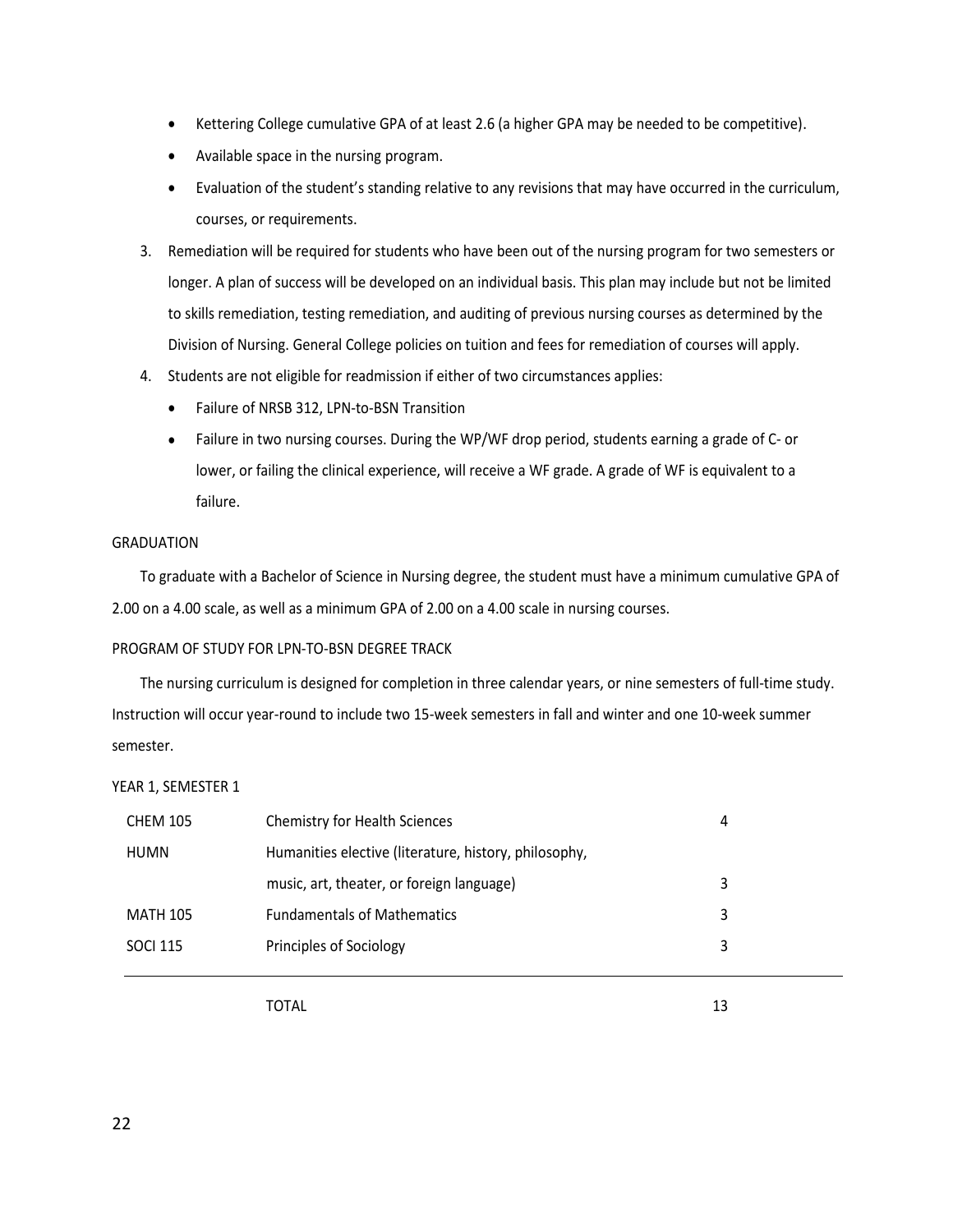- Kettering College cumulative GPA of at least 2.6 (a higher GPA may be needed to be competitive).
- Available space in the nursing program.
- Evaluation of the student's standing relative to any revisions that may have occurred in the curriculum, courses, or requirements.

3. Remediation will be required for students who have been out of the nursing program for two semesters or longer. A plan of success will be developed on an individual basis. This plan may include but not be limited to skills remediation, testing remediation, and auditing of previous nursing courses as determined by the Division of Nursing. General College policies on tuition and fees for remediation of courses will apply.
4. Students are not eligible for readmission if either of two circumstances applies:
   - Failure of NRSB 312, LPN-to-BSN Transition
   - Failure in two nursing courses. During the WP/WF drop period, students earning a grade of C- or lower, or failing the clinical experience, will receive a WF grade. A grade of WF is equivalent to a failure.

## GRADUATION

To graduate with a Bachelor of Science in Nursing degree, the student must have a minimum cumulative GPA of 2.00 on a 4.00 scale, as well as a minimum GPA of 2.00 on a 4.00 scale in nursing courses.

## PROGRAM OF STUDY FOR LPN-TO-BSN DEGREE TRACK

The nursing curriculum is designed for completion in three calendar years, or nine semesters of full-time study. Instruction will occur year-round to include two 15-week semesters in fall and winter and one 10-week summer semester.

### YEAR 1, SEMESTER 1

| Course | Title | Credits |
|---|---|---|
| CHEM 105 | Chemistry for Health Sciences | 4 |
| HUMN | Humanities elective (literature, history, philosophy, music, art, theater, or foreign language) | 3 |
| MATH 105 | Fundamentals of Mathematics | 3 |
| SOCI 115 | Principles of Sociology | 3 |
| | TOTAL | 13 |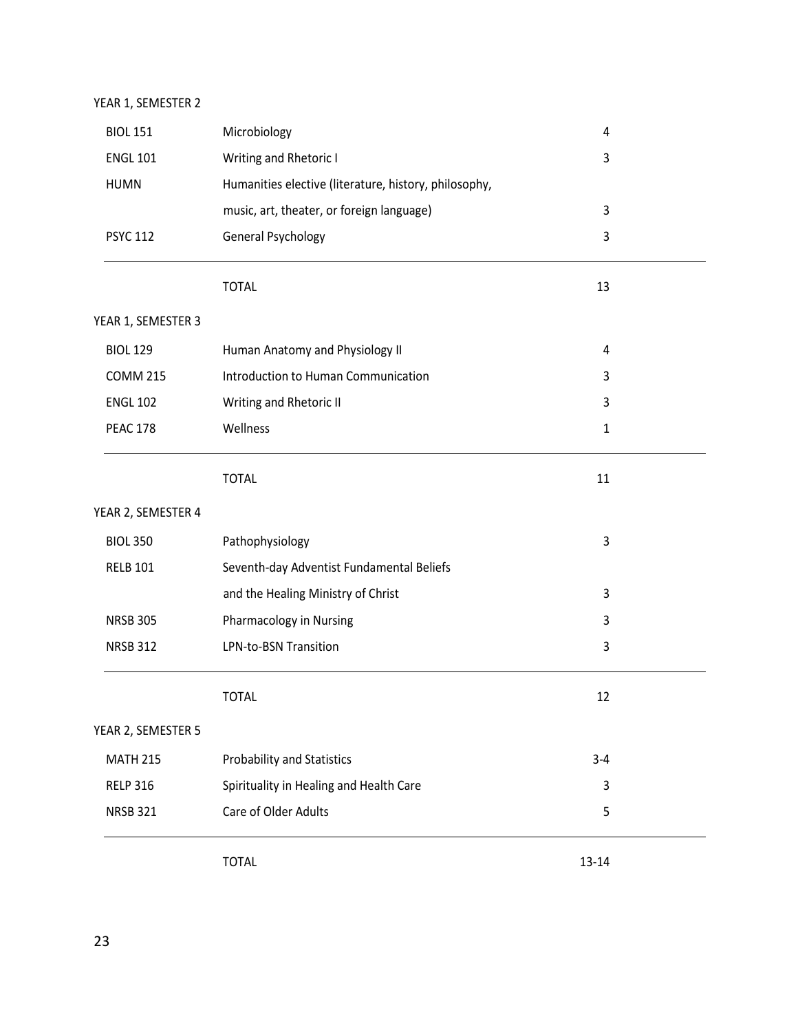YEAR 1, SEMESTER 2

| | | |
|---|---|---|
| BIOL 151 | Microbiology | 4 |
| ENGL 101 | Writing and Rhetoric I | 3 |
| HUMN | Humanities elective (literature, history, philosophy, music, art, theater, or foreign language) | 3 |
| PSYC 112 | General Psychology | 3 |
| | TOTAL | 13 |

YEAR 1, SEMESTER 3

| | | |
|---|---|---|
| BIOL 129 | Human Anatomy and Physiology II | 4 |
| COMM 215 | Introduction to Human Communication | 3 |
| ENGL 102 | Writing and Rhetoric II | 3 |
| PEAC 178 | Wellness | 1 |
| | TOTAL | 11 |

YEAR 2, SEMESTER 4

| | | |
|---|---|---|
| BIOL 350 | Pathophysiology | 3 |
| RELB 101 | Seventh-day Adventist Fundamental Beliefs and the Healing Ministry of Christ | 3 |
| NRSB 305 | Pharmacology in Nursing | 3 |
| NRSB 312 | LPN-to-BSN Transition | 3 |
| | TOTAL | 12 |

YEAR 2, SEMESTER 5

| | | |
|---|---|---|
| MATH 215 | Probability and Statistics | 3-4 |
| RELP 316 | Spirituality in Healing and Health Care | 3 |
| NRSB 321 | Care of Older Adults | 5 |
| | TOTAL | 13-14 |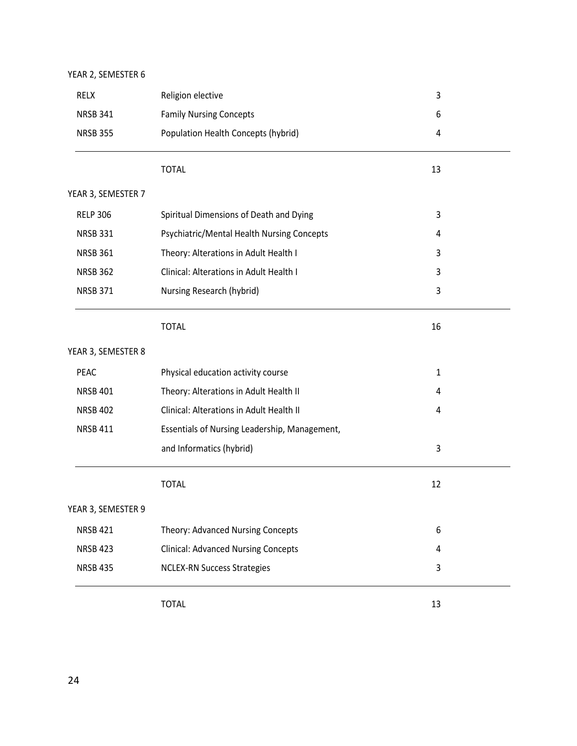YEAR 2, SEMESTER 6

| | | |
|---|---|---|
| RELX | Religion elective | 3 |
| NRSB 341 | Family Nursing Concepts | 6 |
| NRSB 355 | Population Health Concepts (hybrid) | 4 |
| | TOTAL | 13 |

YEAR 3, SEMESTER 7

| | | |
|---|---|---|
| RELP 306 | Spiritual Dimensions of Death and Dying | 3 |
| NRSB 331 | Psychiatric/Mental Health Nursing Concepts | 4 |
| NRSB 361 | Theory: Alterations in Adult Health I | 3 |
| NRSB 362 | Clinical: Alterations in Adult Health I | 3 |
| NRSB 371 | Nursing Research (hybrid) | 3 |
| | TOTAL | 16 |

YEAR 3, SEMESTER 8

| | | |
|---|---|---|
| PEAC | Physical education activity course | 1 |
| NRSB 401 | Theory: Alterations in Adult Health II | 4 |
| NRSB 402 | Clinical: Alterations in Adult Health II | 4 |
| NRSB 411 | Essentials of Nursing Leadership, Management, and Informatics (hybrid) | 3 |
| | TOTAL | 12 |

YEAR 3, SEMESTER 9

| | | |
|---|---|---|
| NRSB 421 | Theory: Advanced Nursing Concepts | 6 |
| NRSB 423 | Clinical: Advanced Nursing Concepts | 4 |
| NRSB 435 | NCLEX-RN Success Strategies | 3 |
| | TOTAL | 13 |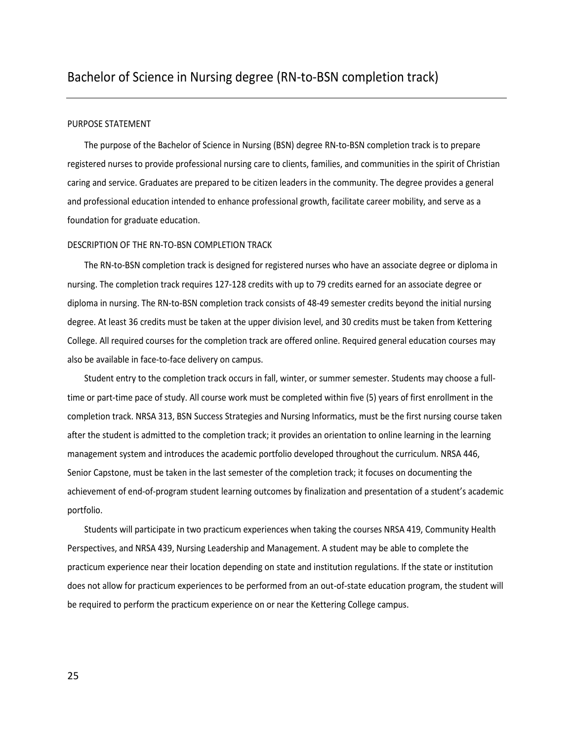# Bachelor of Science in Nursing degree (RN-to-BSN completion track)

## PURPOSE STATEMENT

The purpose of the Bachelor of Science in Nursing (BSN) degree RN-to-BSN completion track is to prepare registered nurses to provide professional nursing care to clients, families, and communities in the spirit of Christian caring and service. Graduates are prepared to be citizen leaders in the community. The degree provides a general and professional education intended to enhance professional growth, facilitate career mobility, and serve as a foundation for graduate education.

## DESCRIPTION OF THE RN-TO-BSN COMPLETION TRACK

The RN-to-BSN completion track is designed for registered nurses who have an associate degree or diploma in nursing. The completion track requires 127-128 credits with up to 79 credits earned for an associate degree or diploma in nursing. The RN-to-BSN completion track consists of 48-49 semester credits beyond the initial nursing degree. At least 36 credits must be taken at the upper division level, and 30 credits must be taken from Kettering College. All required courses for the completion track are offered online. Required general education courses may also be available in face-to-face delivery on campus.

Student entry to the completion track occurs in fall, winter, or summer semester. Students may choose a full-time or part-time pace of study. All course work must be completed within five (5) years of first enrollment in the completion track. NRSA 313, BSN Success Strategies and Nursing Informatics, must be the first nursing course taken after the student is admitted to the completion track; it provides an orientation to online learning in the learning management system and introduces the academic portfolio developed throughout the curriculum. NRSA 446, Senior Capstone, must be taken in the last semester of the completion track; it focuses on documenting the achievement of end-of-program student learning outcomes by finalization and presentation of a student's academic portfolio.

Students will participate in two practicum experiences when taking the courses NRSA 419, Community Health Perspectives, and NRSA 439, Nursing Leadership and Management. A student may be able to complete the practicum experience near their location depending on state and institution regulations. If the state or institution does not allow for practicum experiences to be performed from an out-of-state education program, the student will be required to perform the practicum experience on or near the Kettering College campus.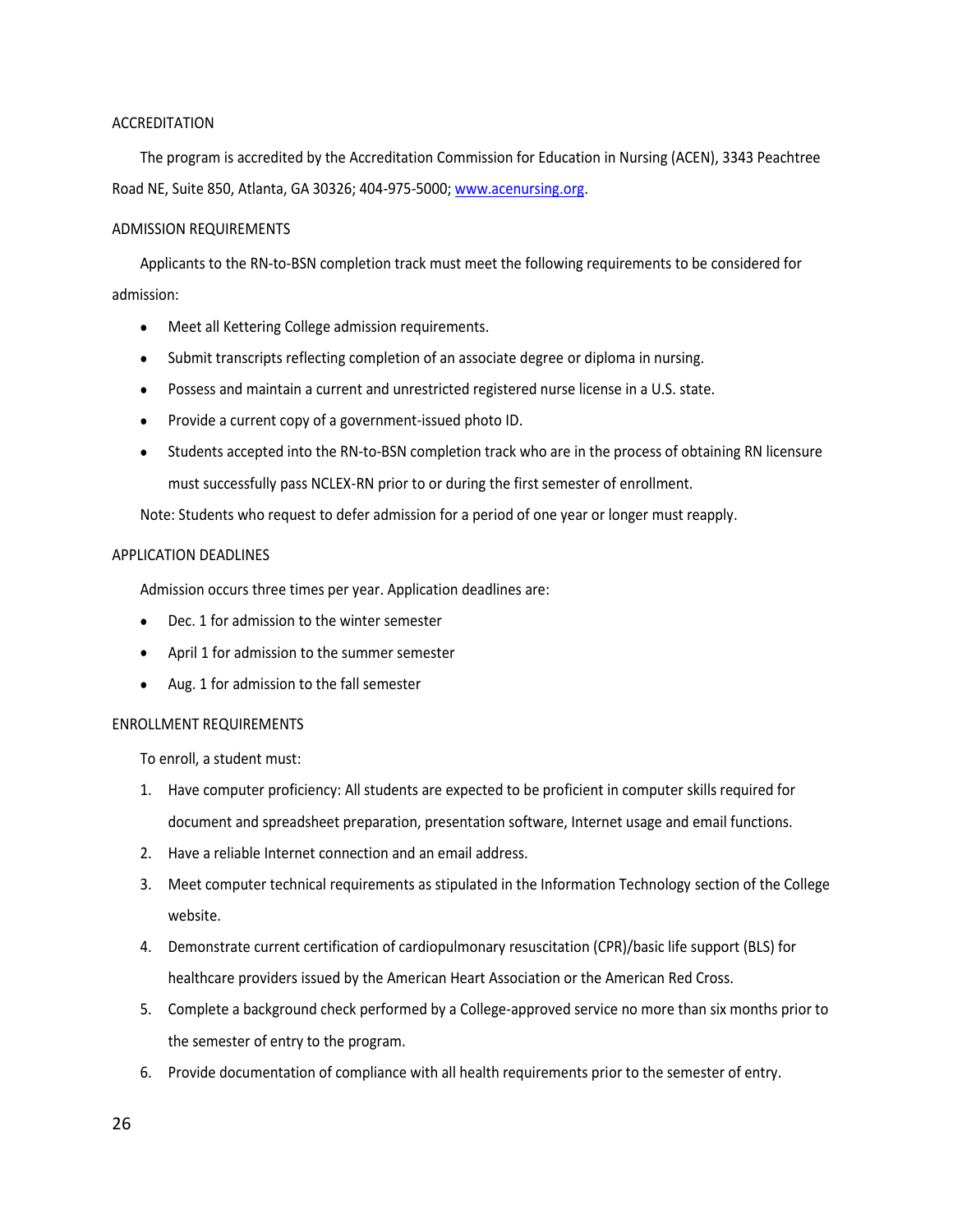## ACCREDITATION

The program is accredited by the Accreditation Commission for Education in Nursing (ACEN), 3343 Peachtree Road NE, Suite 850, Atlanta, GA 30326; 404-975-5000; [www.acenursing.org](http://www.acenursing.org).

## ADMISSION REQUIREMENTS

Applicants to the RN-to-BSN completion track must meet the following requirements to be considered for admission:

- Meet all Kettering College admission requirements.
- Submit transcripts reflecting completion of an associate degree or diploma in nursing.
- Possess and maintain a current and unrestricted registered nurse license in a U.S. state.
- Provide a current copy of a government-issued photo ID.
- Students accepted into the RN-to-BSN completion track who are in the process of obtaining RN licensure must successfully pass NCLEX-RN prior to or during the first semester of enrollment.

Note: Students who request to defer admission for a period of one year or longer must reapply.

## APPLICATION DEADLINES

Admission occurs three times per year. Application deadlines are:

- Dec. 1 for admission to the winter semester
- April 1 for admission to the summer semester
- Aug. 1 for admission to the fall semester

## ENROLLMENT REQUIREMENTS

To enroll, a student must:

1. Have computer proficiency: All students are expected to be proficient in computer skills required for document and spreadsheet preparation, presentation software, Internet usage and email functions.
2. Have a reliable Internet connection and an email address.
3. Meet computer technical requirements as stipulated in the Information Technology section of the College website.
4. Demonstrate current certification of cardiopulmonary resuscitation (CPR)/basic life support (BLS) for healthcare providers issued by the American Heart Association or the American Red Cross.
5. Complete a background check performed by a College-approved service no more than six months prior to the semester of entry to the program.
6. Provide documentation of compliance with all health requirements prior to the semester of entry.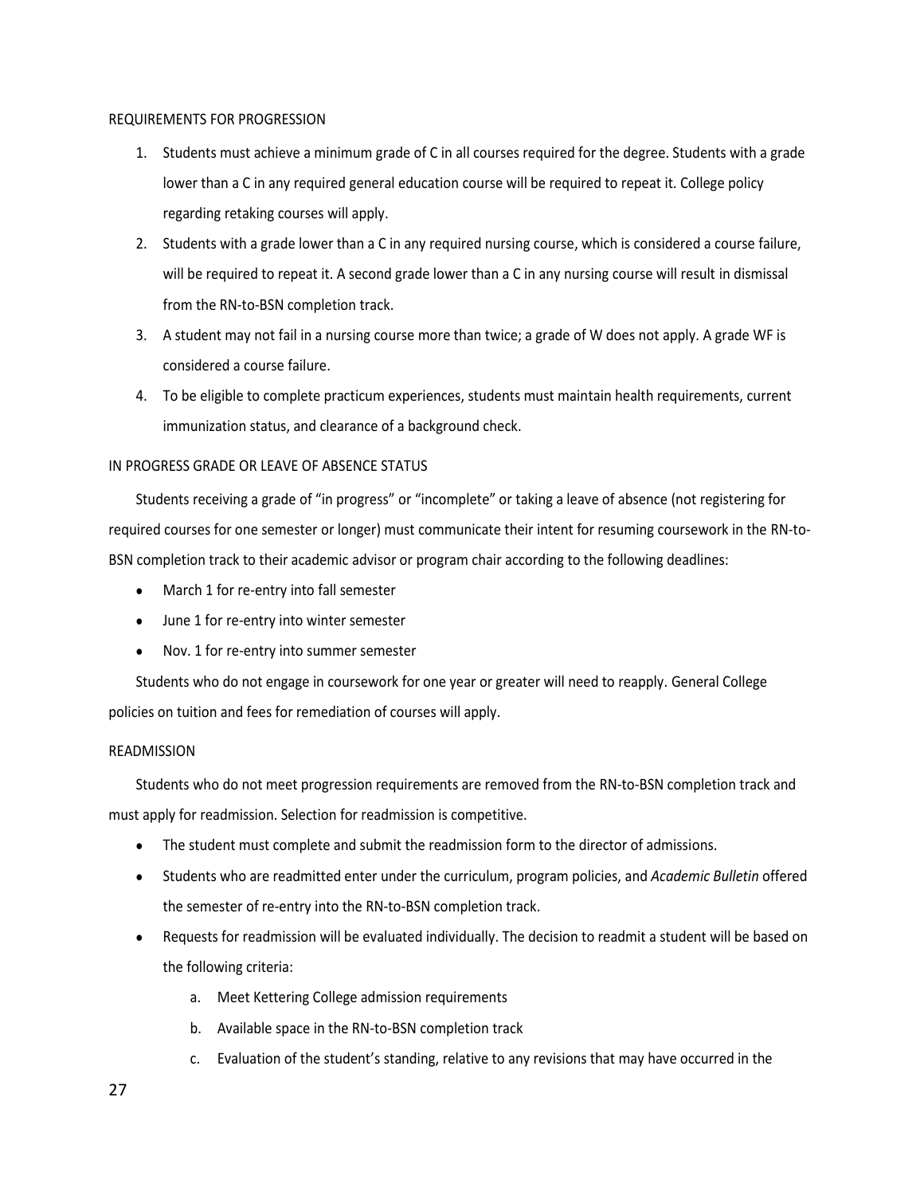## REQUIREMENTS FOR PROGRESSION

1. Students must achieve a minimum grade of C in all courses required for the degree. Students with a grade lower than a C in any required general education course will be required to repeat it. College policy regarding retaking courses will apply.
2. Students with a grade lower than a C in any required nursing course, which is considered a course failure, will be required to repeat it. A second grade lower than a C in any nursing course will result in dismissal from the RN-to-BSN completion track.
3. A student may not fail in a nursing course more than twice; a grade of W does not apply. A grade WF is considered a course failure.
4. To be eligible to complete practicum experiences, students must maintain health requirements, current immunization status, and clearance of a background check.

## IN PROGRESS GRADE OR LEAVE OF ABSENCE STATUS

Students receiving a grade of "in progress" or "incomplete" or taking a leave of absence (not registering for required courses for one semester or longer) must communicate their intent for resuming coursework in the RN-to-BSN completion track to their academic advisor or program chair according to the following deadlines:

- March 1 for re-entry into fall semester
- June 1 for re-entry into winter semester
- Nov. 1 for re-entry into summer semester

Students who do not engage in coursework for one year or greater will need to reapply. General College policies on tuition and fees for remediation of courses will apply.

## READMISSION

Students who do not meet progression requirements are removed from the RN-to-BSN completion track and must apply for readmission. Selection for readmission is competitive.

- The student must complete and submit the readmission form to the director of admissions.
- Students who are readmitted enter under the curriculum, program policies, and *Academic Bulletin* offered the semester of re-entry into the RN-to-BSN completion track.
- Requests for readmission will be evaluated individually. The decision to readmit a student will be based on the following criteria:
  a. Meet Kettering College admission requirements
  b. Available space in the RN-to-BSN completion track
  c. Evaluation of the student's standing, relative to any revisions that may have occurred in the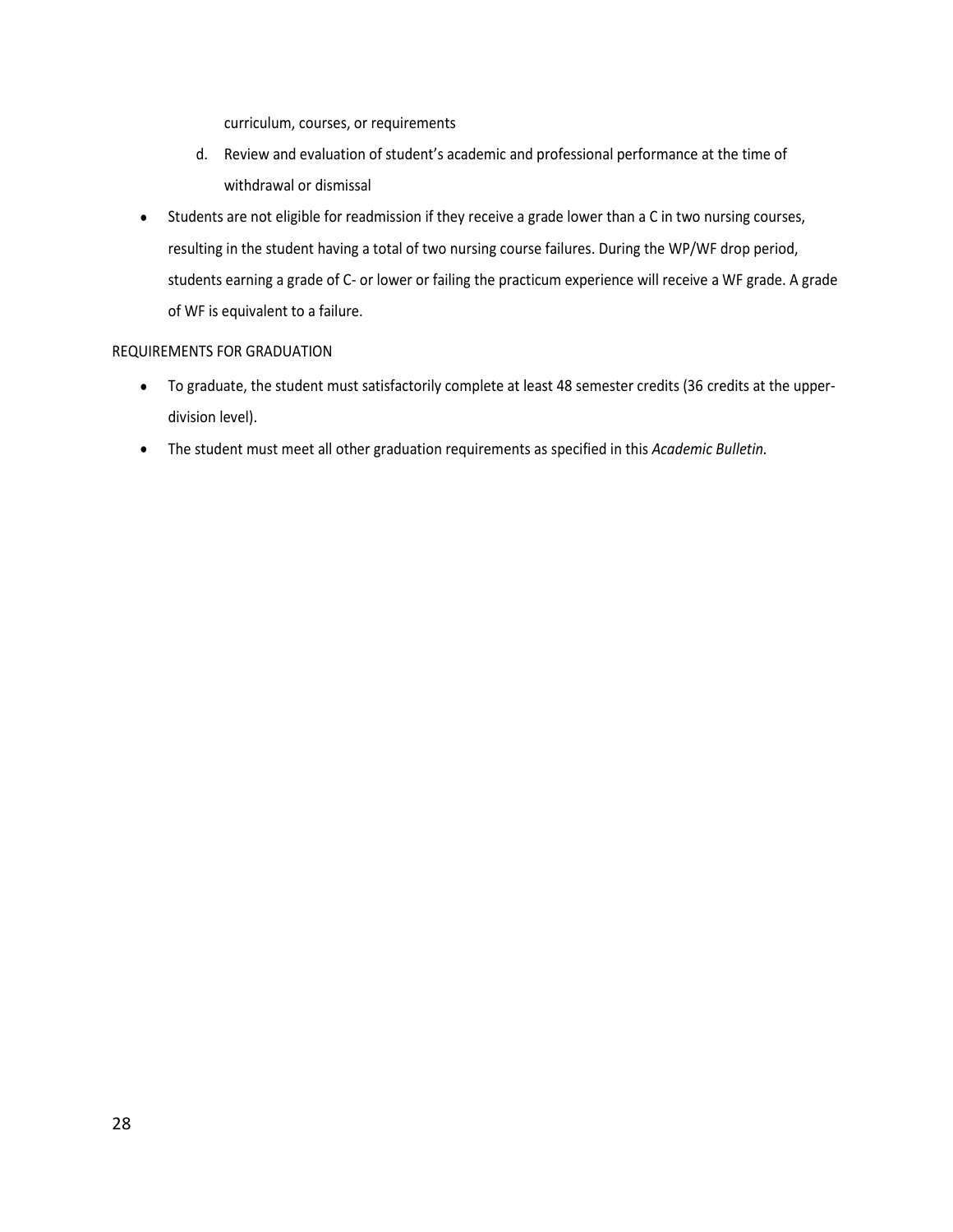curriculum, courses, or requirements

d. Review and evaluation of student's academic and professional performance at the time of withdrawal or dismissal

- Students are not eligible for readmission if they receive a grade lower than a C in two nursing courses, resulting in the student having a total of two nursing course failures. During the WP/WF drop period, students earning a grade of C- or lower or failing the practicum experience will receive a WF grade. A grade of WF is equivalent to a failure.

REQUIREMENTS FOR GRADUATION

- To graduate, the student must satisfactorily complete at least 48 semester credits (36 credits at the upper-division level).
- The student must meet all other graduation requirements as specified in this *Academic Bulletin.*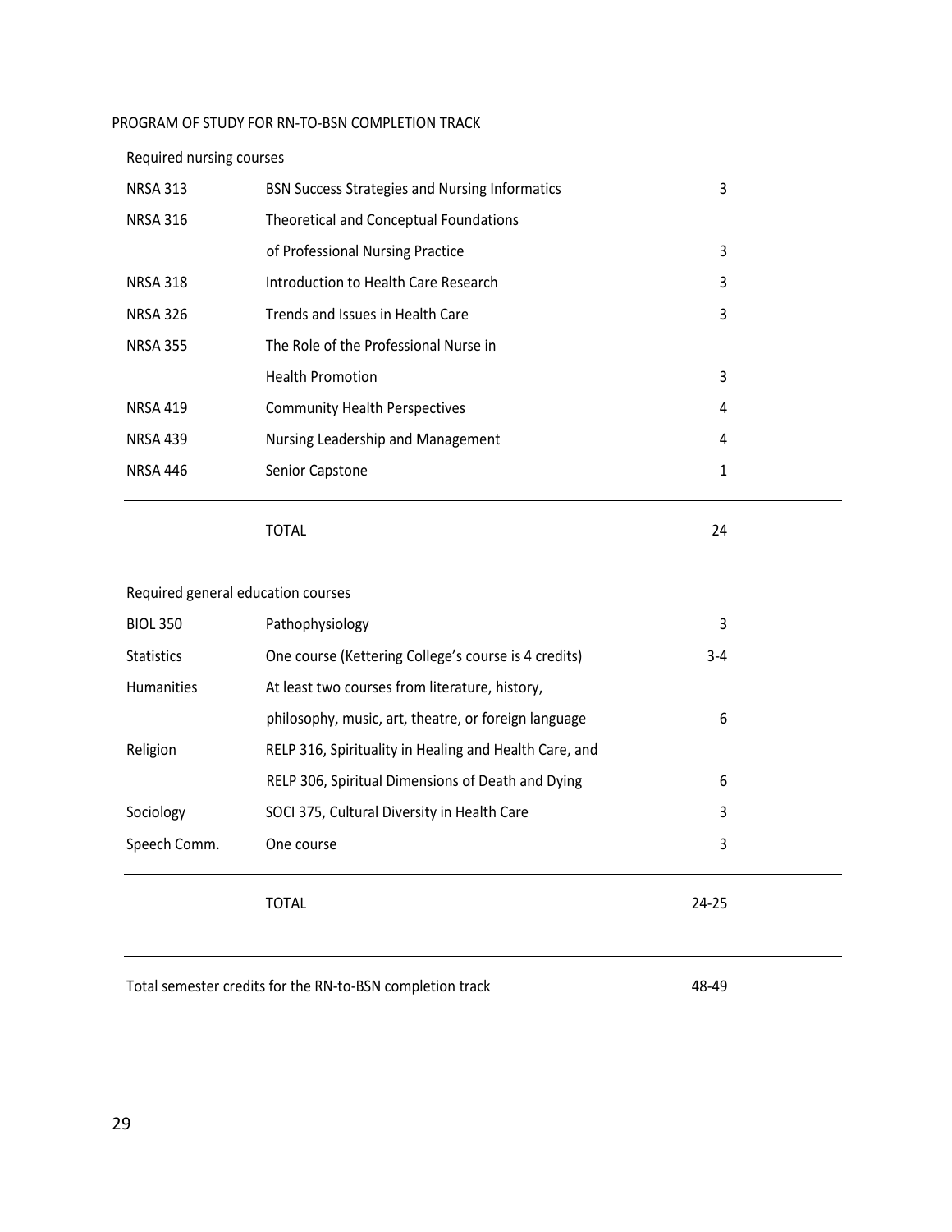PROGRAM OF STUDY FOR RN-TO-BSN COMPLETION TRACK

Required nursing courses

| | | |
|---|---|---|
| NRSA 313 | BSN Success Strategies and Nursing Informatics | 3 |
| NRSA 316 | Theoretical and Conceptual Foundations of Professional Nursing Practice | 3 |
| NRSA 318 | Introduction to Health Care Research | 3 |
| NRSA 326 | Trends and Issues in Health Care | 3 |
| NRSA 355 | The Role of the Professional Nurse in Health Promotion | 3 |
| NRSA 419 | Community Health Perspectives | 4 |
| NRSA 439 | Nursing Leadership and Management | 4 |
| NRSA 446 | Senior Capstone | 1 |
| | TOTAL | 24 |

Required general education courses

| | | |
|---|---|---|
| BIOL 350 | Pathophysiology | 3 |
| Statistics | One course (Kettering College's course is 4 credits) | 3-4 |
| Humanities | At least two courses from literature, history, philosophy, music, art, theatre, or foreign language | 6 |
| Religion | RELP 316, Spirituality in Healing and Health Care, and RELP 306, Spiritual Dimensions of Death and Dying | 6 |
| Sociology | SOCI 375, Cultural Diversity in Health Care | 3 |
| Speech Comm. | One course | 3 |
| | TOTAL | 24-25 |

Total semester credits for the RN-to-BSN completion track 48-49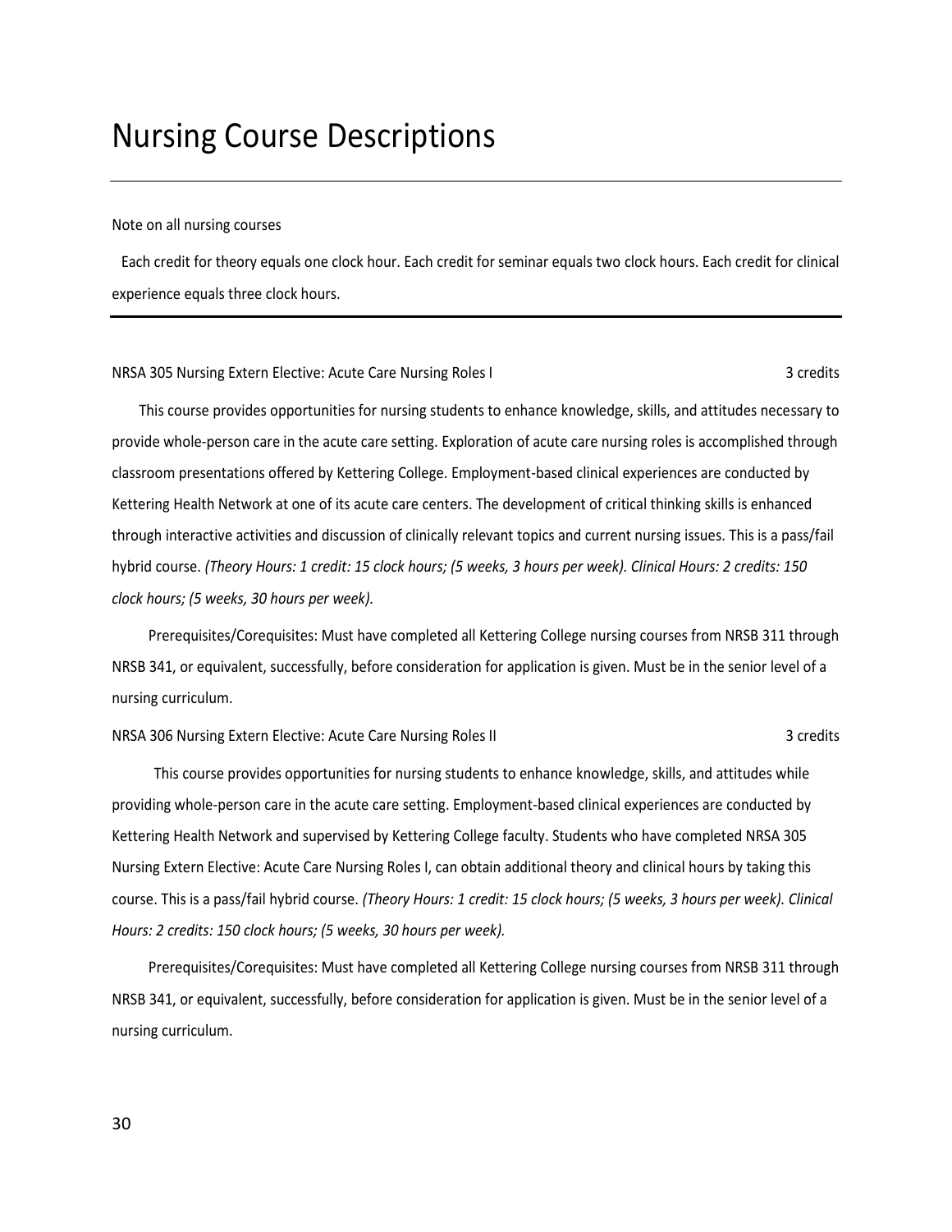# Nursing Course Descriptions

Note on all nursing courses

Each credit for theory equals one clock hour. Each credit for seminar equals two clock hours. Each credit for clinical experience equals three clock hours.

NRSA 305 Nursing Extern Elective: Acute Care Nursing Roles I 3 credits

This course provides opportunities for nursing students to enhance knowledge, skills, and attitudes necessary to provide whole-person care in the acute care setting. Exploration of acute care nursing roles is accomplished through classroom presentations offered by Kettering College. Employment-based clinical experiences are conducted by Kettering Health Network at one of its acute care centers. The development of critical thinking skills is enhanced through interactive activities and discussion of clinically relevant topics and current nursing issues. This is a pass/fail hybrid course. *(Theory Hours: 1 credit: 15 clock hours; (5 weeks, 3 hours per week). Clinical Hours: 2 credits: 150 clock hours; (5 weeks, 30 hours per week).*

Prerequisites/Corequisites: Must have completed all Kettering College nursing courses from NRSB 311 through NRSB 341, or equivalent, successfully, before consideration for application is given. Must be in the senior level of a nursing curriculum.

NRSA 306 Nursing Extern Elective: Acute Care Nursing Roles II 3 credits

This course provides opportunities for nursing students to enhance knowledge, skills, and attitudes while providing whole-person care in the acute care setting. Employment-based clinical experiences are conducted by Kettering Health Network and supervised by Kettering College faculty. Students who have completed NRSA 305 Nursing Extern Elective: Acute Care Nursing Roles I, can obtain additional theory and clinical hours by taking this course. This is a pass/fail hybrid course. *(Theory Hours: 1 credit: 15 clock hours; (5 weeks, 3 hours per week). Clinical Hours: 2 credits: 150 clock hours; (5 weeks, 30 hours per week).*

Prerequisites/Corequisites: Must have completed all Kettering College nursing courses from NRSB 311 through NRSB 341, or equivalent, successfully, before consideration for application is given. Must be in the senior level of a nursing curriculum.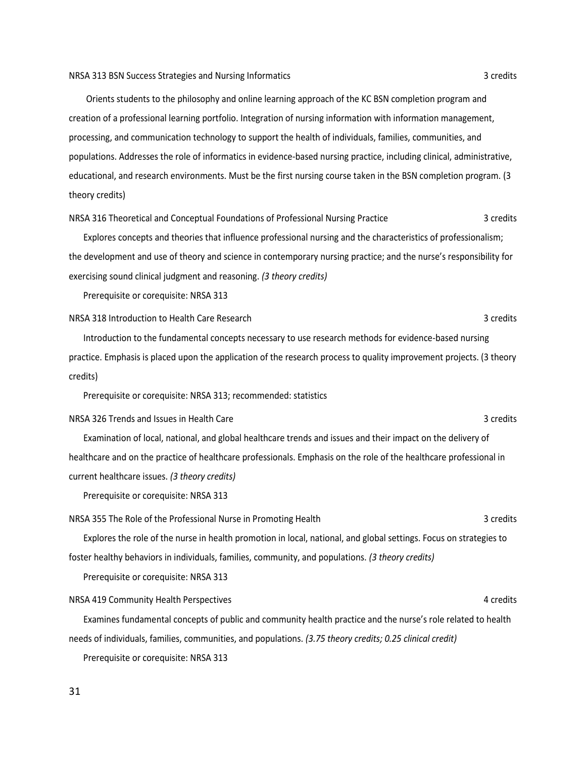NRSA 313 BSN Success Strategies and Nursing Informatics 3 credits

Orients students to the philosophy and online learning approach of the KC BSN completion program and creation of a professional learning portfolio. Integration of nursing information with information management, processing, and communication technology to support the health of individuals, families, communities, and populations. Addresses the role of informatics in evidence-based nursing practice, including clinical, administrative, educational, and research environments. Must be the first nursing course taken in the BSN completion program. (3 theory credits)

NRSA 316 Theoretical and Conceptual Foundations of Professional Nursing Practice 3 credits

Explores concepts and theories that influence professional nursing and the characteristics of professionalism; the development and use of theory and science in contemporary nursing practice; and the nurse's responsibility for exercising sound clinical judgment and reasoning. *(3 theory credits)*

Prerequisite or corequisite: NRSA 313

NRSA 318 Introduction to Health Care Research 3 credits

Introduction to the fundamental concepts necessary to use research methods for evidence-based nursing practice. Emphasis is placed upon the application of the research process to quality improvement projects. (3 theory credits)

Prerequisite or corequisite: NRSA 313; recommended: statistics

NRSA 326 Trends and Issues in Health Care 3 credits

Examination of local, national, and global healthcare trends and issues and their impact on the delivery of healthcare and on the practice of healthcare professionals. Emphasis on the role of the healthcare professional in current healthcare issues. *(3 theory credits)*

Prerequisite or corequisite: NRSA 313

NRSA 355 The Role of the Professional Nurse in Promoting Health 3 credits

Explores the role of the nurse in health promotion in local, national, and global settings. Focus on strategies to foster healthy behaviors in individuals, families, community, and populations. *(3 theory credits)*

Prerequisite or corequisite: NRSA 313

NRSA 419 Community Health Perspectives 4 credits

Examines fundamental concepts of public and community health practice and the nurse's role related to health needs of individuals, families, communities, and populations. *(3.75 theory credits; 0.25 clinical credit)*

Prerequisite or corequisite: NRSA 313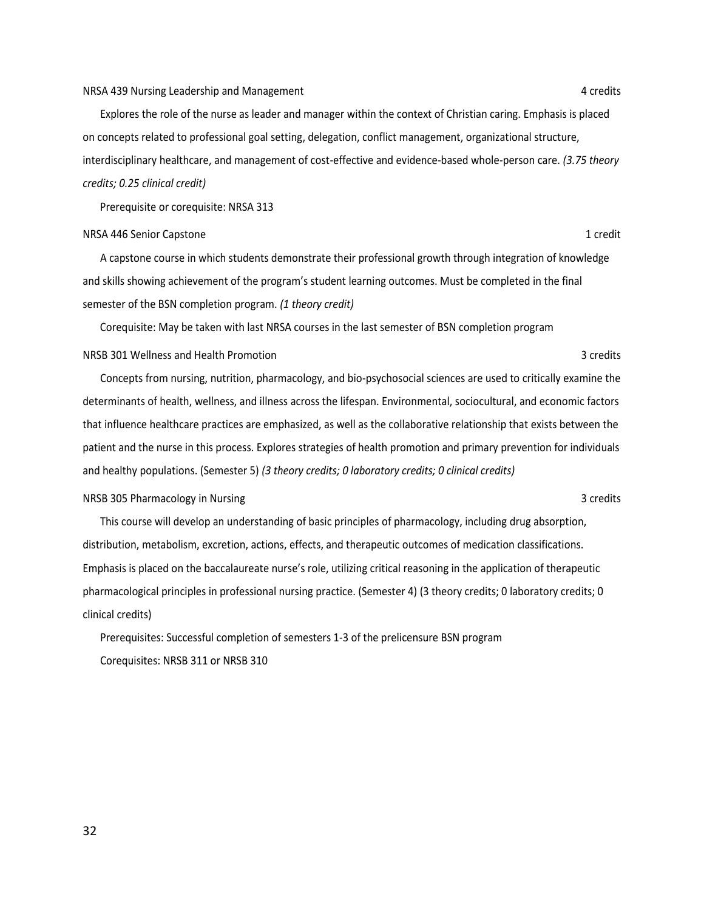NRSA 439 Nursing Leadership and Management 4 credits

Explores the role of the nurse as leader and manager within the context of Christian caring. Emphasis is placed on concepts related to professional goal setting, delegation, conflict management, organizational structure, interdisciplinary healthcare, and management of cost-effective and evidence-based whole-person care. *(3.75 theory credits; 0.25 clinical credit)*

Prerequisite or corequisite: NRSA 313

NRSA 446 Senior Capstone 1 credit

A capstone course in which students demonstrate their professional growth through integration of knowledge and skills showing achievement of the program's student learning outcomes. Must be completed in the final semester of the BSN completion program. *(1 theory credit)*

Corequisite: May be taken with last NRSA courses in the last semester of BSN completion program

NRSB 301 Wellness and Health Promotion 3 credits

Concepts from nursing, nutrition, pharmacology, and bio-psychosocial sciences are used to critically examine the determinants of health, wellness, and illness across the lifespan. Environmental, sociocultural, and economic factors that influence healthcare practices are emphasized, as well as the collaborative relationship that exists between the patient and the nurse in this process. Explores strategies of health promotion and primary prevention for individuals and healthy populations. (Semester 5) *(3 theory credits; 0 laboratory credits; 0 clinical credits)*

NRSB 305 Pharmacology in Nursing 3 credits

This course will develop an understanding of basic principles of pharmacology, including drug absorption, distribution, metabolism, excretion, actions, effects, and therapeutic outcomes of medication classifications. Emphasis is placed on the baccalaureate nurse's role, utilizing critical reasoning in the application of therapeutic pharmacological principles in professional nursing practice. (Semester 4) (3 theory credits; 0 laboratory credits; 0 clinical credits)

Prerequisites: Successful completion of semesters 1-3 of the prelicensure BSN program

Corequisites: NRSB 311 or NRSB 310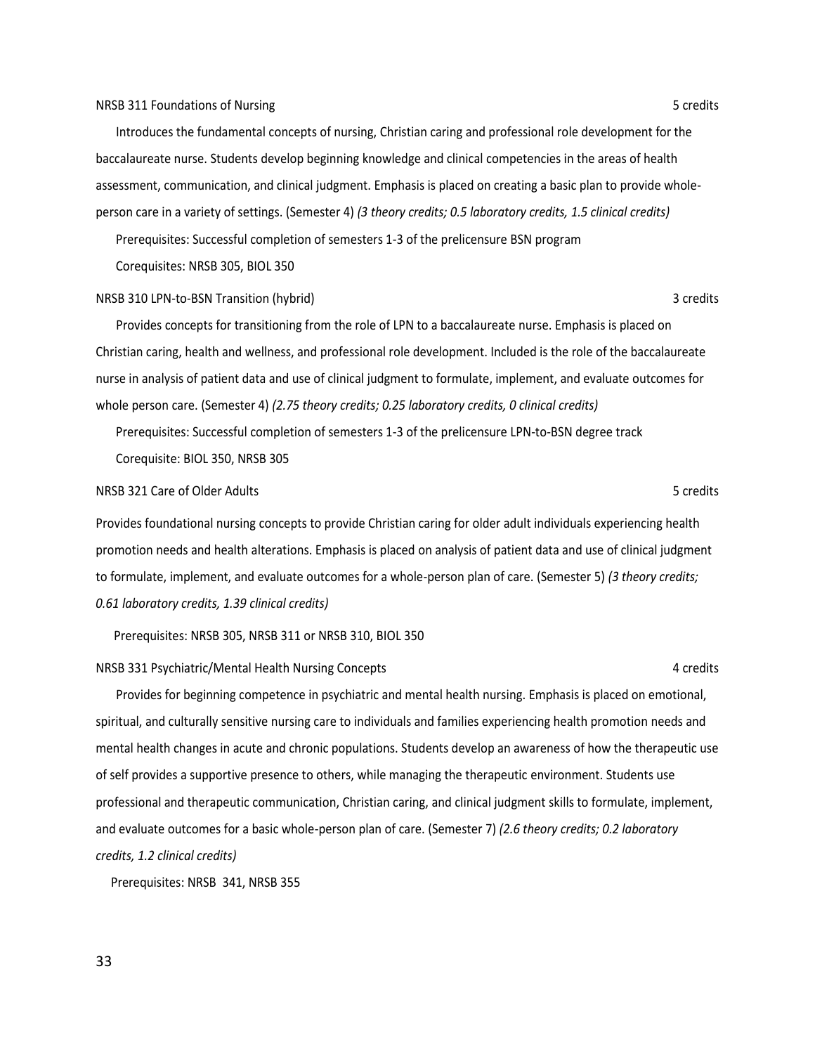NRSB 311 Foundations of Nursing 5 credits

Introduces the fundamental concepts of nursing, Christian caring and professional role development for the baccalaureate nurse. Students develop beginning knowledge and clinical competencies in the areas of health assessment, communication, and clinical judgment. Emphasis is placed on creating a basic plan to provide whole-person care in a variety of settings. (Semester 4) *(3 theory credits; 0.5 laboratory credits, 1.5 clinical credits)*

Prerequisites: Successful completion of semesters 1-3 of the prelicensure BSN program

Corequisites: NRSB 305, BIOL 350

NRSB 310 LPN-to-BSN Transition (hybrid) 3 credits

Provides concepts for transitioning from the role of LPN to a baccalaureate nurse. Emphasis is placed on Christian caring, health and wellness, and professional role development. Included is the role of the baccalaureate nurse in analysis of patient data and use of clinical judgment to formulate, implement, and evaluate outcomes for whole person care. (Semester 4) *(2.75 theory credits; 0.25 laboratory credits, 0 clinical credits)*

Prerequisites: Successful completion of semesters 1-3 of the prelicensure LPN-to-BSN degree track

Corequisite: BIOL 350, NRSB 305

NRSB 321 Care of Older Adults 5 credits

Provides foundational nursing concepts to provide Christian caring for older adult individuals experiencing health promotion needs and health alterations. Emphasis is placed on analysis of patient data and use of clinical judgment to formulate, implement, and evaluate outcomes for a whole-person plan of care. (Semester 5) *(3 theory credits; 0.61 laboratory credits, 1.39 clinical credits)*

Prerequisites: NRSB 305, NRSB 311 or NRSB 310, BIOL 350

NRSB 331 Psychiatric/Mental Health Nursing Concepts 4 credits

Provides for beginning competence in psychiatric and mental health nursing. Emphasis is placed on emotional, spiritual, and culturally sensitive nursing care to individuals and families experiencing health promotion needs and mental health changes in acute and chronic populations. Students develop an awareness of how the therapeutic use of self provides a supportive presence to others, while managing the therapeutic environment. Students use professional and therapeutic communication, Christian caring, and clinical judgment skills to formulate, implement, and evaluate outcomes for a basic whole-person plan of care. (Semester 7) *(2.6 theory credits; 0.2 laboratory credits, 1.2 clinical credits)*

Prerequisites: NRSB 341, NRSB 355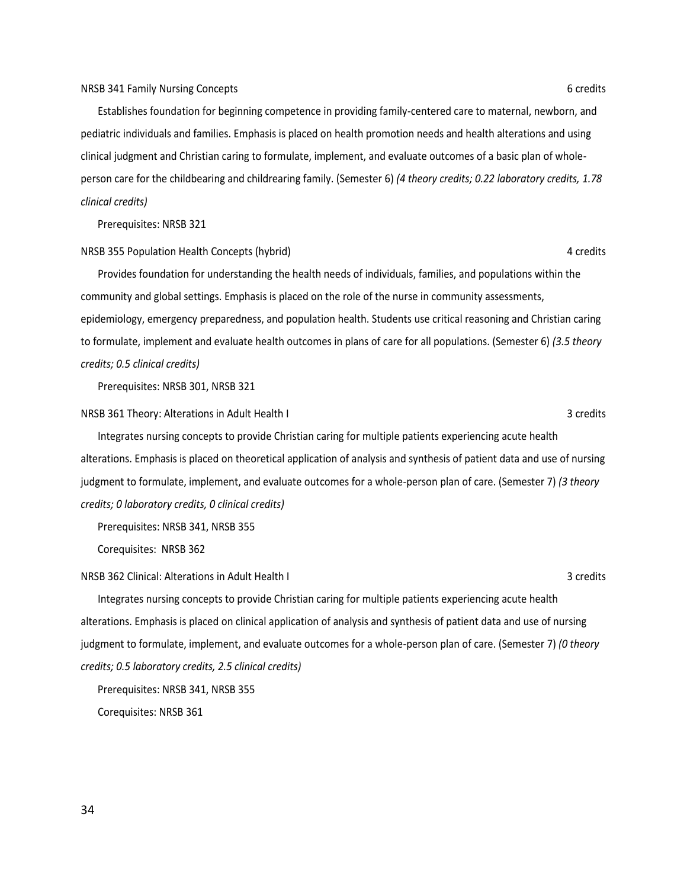NRSB 341 Family Nursing Concepts 6 credits

Establishes foundation for beginning competence in providing family-centered care to maternal, newborn, and pediatric individuals and families. Emphasis is placed on health promotion needs and health alterations and using clinical judgment and Christian caring to formulate, implement, and evaluate outcomes of a basic plan of whole-person care for the childbearing and childrearing family. (Semester 6) *(4 theory credits; 0.22 laboratory credits, 1.78 clinical credits)*

Prerequisites: NRSB 321

NRSB 355 Population Health Concepts (hybrid) 4 credits

Provides foundation for understanding the health needs of individuals, families, and populations within the community and global settings. Emphasis is placed on the role of the nurse in community assessments, epidemiology, emergency preparedness, and population health. Students use critical reasoning and Christian caring to formulate, implement and evaluate health outcomes in plans of care for all populations. (Semester 6) *(3.5 theory credits; 0.5 clinical credits)*

Prerequisites: NRSB 301, NRSB 321

NRSB 361 Theory: Alterations in Adult Health I 3 credits

Integrates nursing concepts to provide Christian caring for multiple patients experiencing acute health alterations. Emphasis is placed on theoretical application of analysis and synthesis of patient data and use of nursing judgment to formulate, implement, and evaluate outcomes for a whole-person plan of care. (Semester 7) *(3 theory credits; 0 laboratory credits, 0 clinical credits)*

Prerequisites: NRSB 341, NRSB 355

Corequisites: NRSB 362

NRSB 362 Clinical: Alterations in Adult Health I 3 credits

Integrates nursing concepts to provide Christian caring for multiple patients experiencing acute health alterations. Emphasis is placed on clinical application of analysis and synthesis of patient data and use of nursing judgment to formulate, implement, and evaluate outcomes for a whole-person plan of care. (Semester 7) *(0 theory credits; 0.5 laboratory credits, 2.5 clinical credits)*

Prerequisites: NRSB 341, NRSB 355

Corequisites: NRSB 361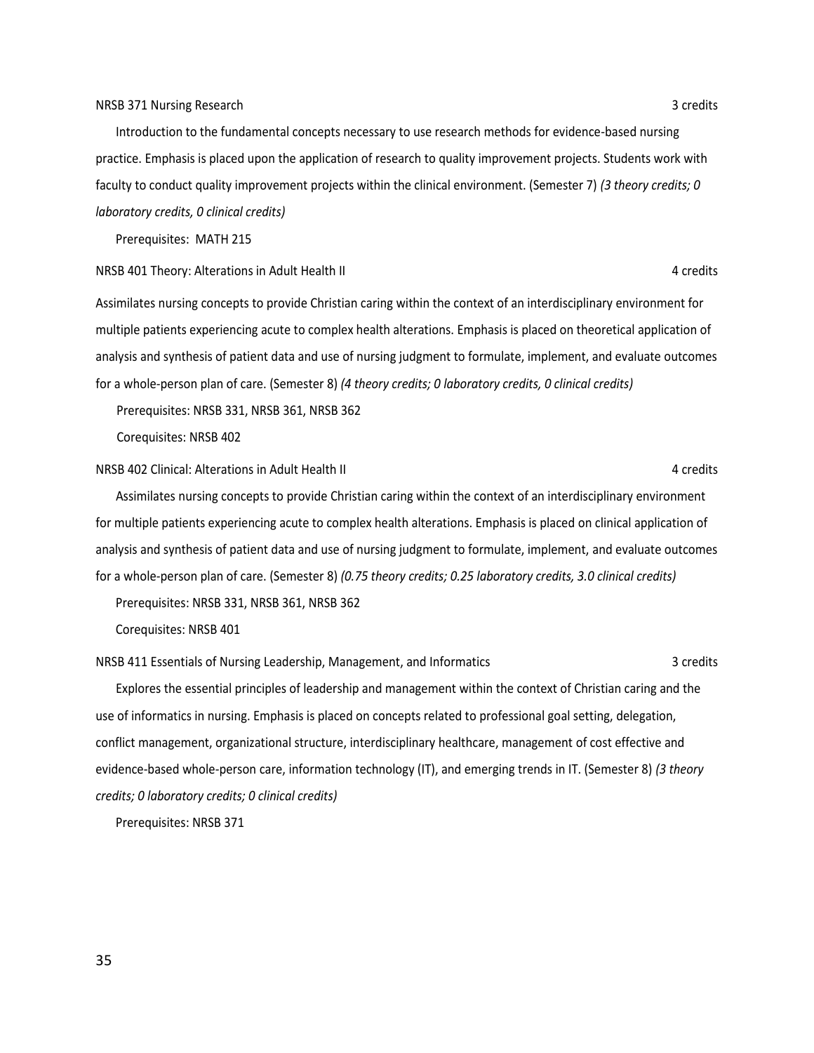NRSB 371 Nursing Research 3 credits

Introduction to the fundamental concepts necessary to use research methods for evidence-based nursing practice. Emphasis is placed upon the application of research to quality improvement projects. Students work with faculty to conduct quality improvement projects within the clinical environment. (Semester 7) *(3 theory credits; 0 laboratory credits, 0 clinical credits)*

Prerequisites: MATH 215

NRSB 401 Theory: Alterations in Adult Health II 4 credits

Assimilates nursing concepts to provide Christian caring within the context of an interdisciplinary environment for multiple patients experiencing acute to complex health alterations. Emphasis is placed on theoretical application of analysis and synthesis of patient data and use of nursing judgment to formulate, implement, and evaluate outcomes for a whole-person plan of care. (Semester 8) *(4 theory credits; 0 laboratory credits, 0 clinical credits)*

Prerequisites: NRSB 331, NRSB 361, NRSB 362

Corequisites: NRSB 402

NRSB 402 Clinical: Alterations in Adult Health II 4 credits

Assimilates nursing concepts to provide Christian caring within the context of an interdisciplinary environment for multiple patients experiencing acute to complex health alterations. Emphasis is placed on clinical application of analysis and synthesis of patient data and use of nursing judgment to formulate, implement, and evaluate outcomes for a whole-person plan of care. (Semester 8) *(0.75 theory credits; 0.25 laboratory credits, 3.0 clinical credits)*

Prerequisites: NRSB 331, NRSB 361, NRSB 362

Corequisites: NRSB 401

NRSB 411 Essentials of Nursing Leadership, Management, and Informatics 3 credits

Explores the essential principles of leadership and management within the context of Christian caring and the use of informatics in nursing. Emphasis is placed on concepts related to professional goal setting, delegation, conflict management, organizational structure, interdisciplinary healthcare, management of cost effective and evidence-based whole-person care, information technology (IT), and emerging trends in IT. (Semester 8) *(3 theory credits; 0 laboratory credits; 0 clinical credits)*

Prerequisites: NRSB 371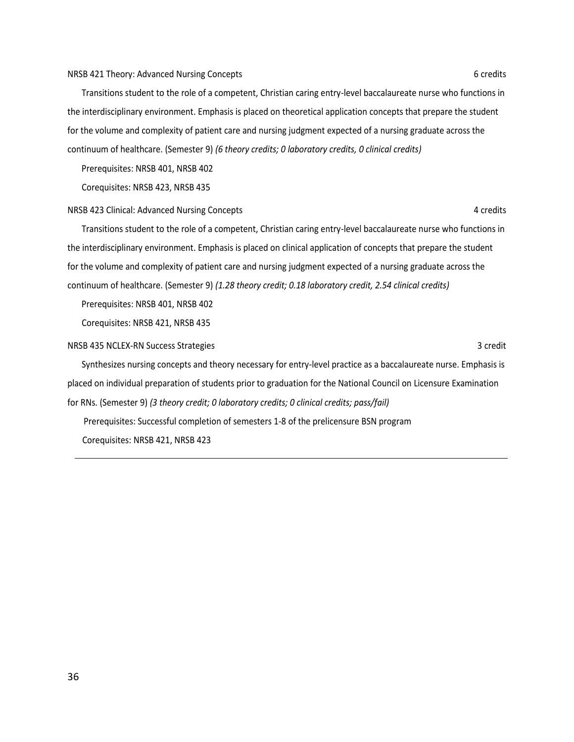NRSB 421 Theory: Advanced Nursing Concepts 6 credits

Transitions student to the role of a competent, Christian caring entry-level baccalaureate nurse who functions in the interdisciplinary environment. Emphasis is placed on theoretical application concepts that prepare the student for the volume and complexity of patient care and nursing judgment expected of a nursing graduate across the continuum of healthcare. (Semester 9) *(6 theory credits; 0 laboratory credits, 0 clinical credits)*

Prerequisites: NRSB 401, NRSB 402

Corequisites: NRSB 423, NRSB 435

NRSB 423 Clinical: Advanced Nursing Concepts 4 credits

Transitions student to the role of a competent, Christian caring entry-level baccalaureate nurse who functions in the interdisciplinary environment. Emphasis is placed on clinical application of concepts that prepare the student for the volume and complexity of patient care and nursing judgment expected of a nursing graduate across the continuum of healthcare. (Semester 9) *(1.28 theory credit; 0.18 laboratory credit, 2.54 clinical credits)*

Prerequisites: NRSB 401, NRSB 402

Corequisites: NRSB 421, NRSB 435

NRSB 435 NCLEX-RN Success Strategies 3 credit

Synthesizes nursing concepts and theory necessary for entry-level practice as a baccalaureate nurse. Emphasis is placed on individual preparation of students prior to graduation for the National Council on Licensure Examination for RNs. (Semester 9) *(3 theory credit; 0 laboratory credits; 0 clinical credits; pass/fail)*

Prerequisites: Successful completion of semesters 1-8 of the prelicensure BSN program

Corequisites: NRSB 421, NRSB 423

---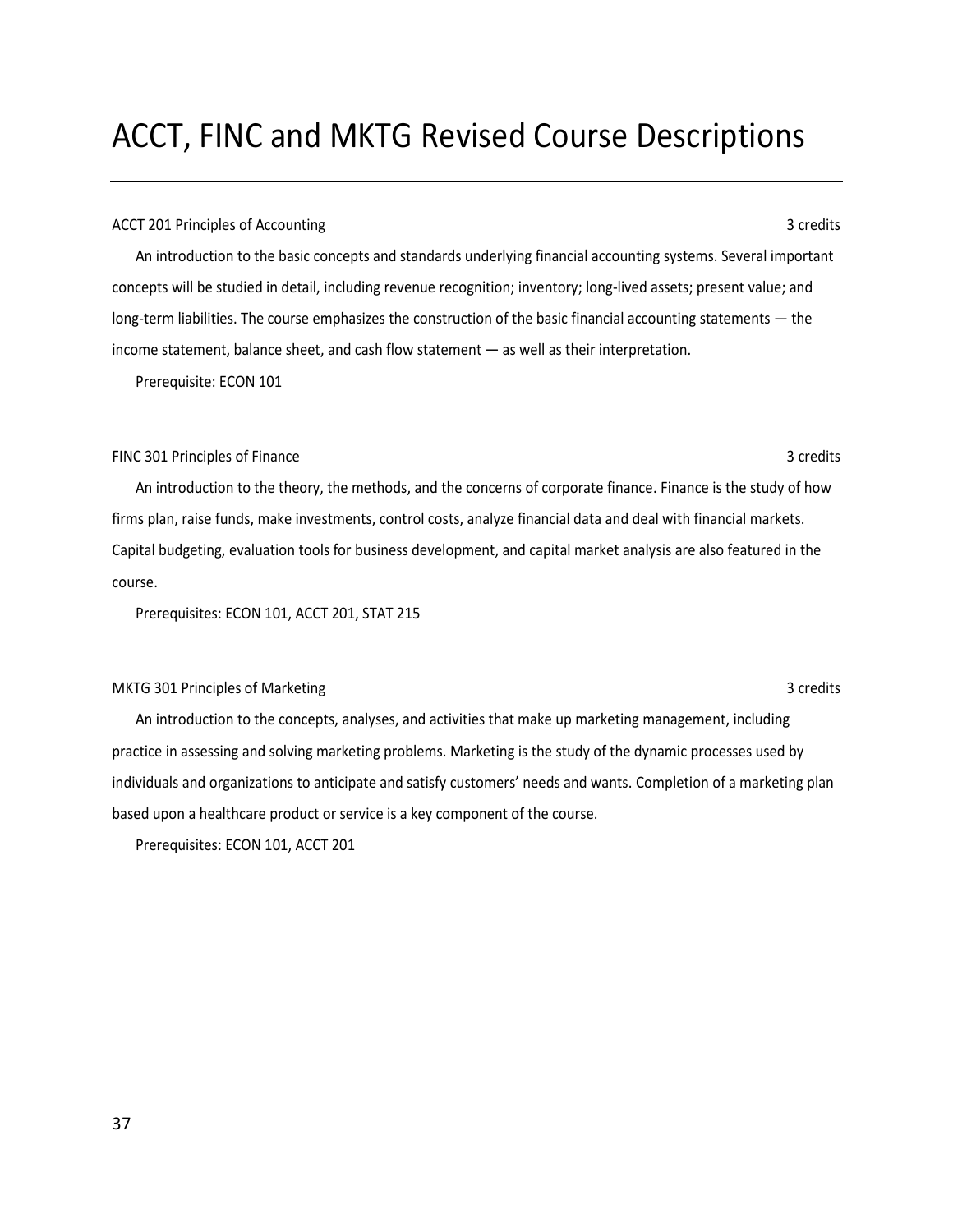# ACCT, FINC and MKTG Revised Course Descriptions

ACCT 201 Principles of Accounting 3 credits

An introduction to the basic concepts and standards underlying financial accounting systems. Several important concepts will be studied in detail, including revenue recognition; inventory; long-lived assets; present value; and long-term liabilities. The course emphasizes the construction of the basic financial accounting statements — the income statement, balance sheet, and cash flow statement — as well as their interpretation.

Prerequisite: ECON 101

FINC 301 Principles of Finance 3 credits

An introduction to the theory, the methods, and the concerns of corporate finance. Finance is the study of how firms plan, raise funds, make investments, control costs, analyze financial data and deal with financial markets. Capital budgeting, evaluation tools for business development, and capital market analysis are also featured in the course.

Prerequisites: ECON 101, ACCT 201, STAT 215

MKTG 301 Principles of Marketing 3 credits

An introduction to the concepts, analyses, and activities that make up marketing management, including practice in assessing and solving marketing problems. Marketing is the study of the dynamic processes used by individuals and organizations to anticipate and satisfy customers' needs and wants. Completion of a marketing plan based upon a healthcare product or service is a key component of the course.

Prerequisites: ECON 101, ACCT 201